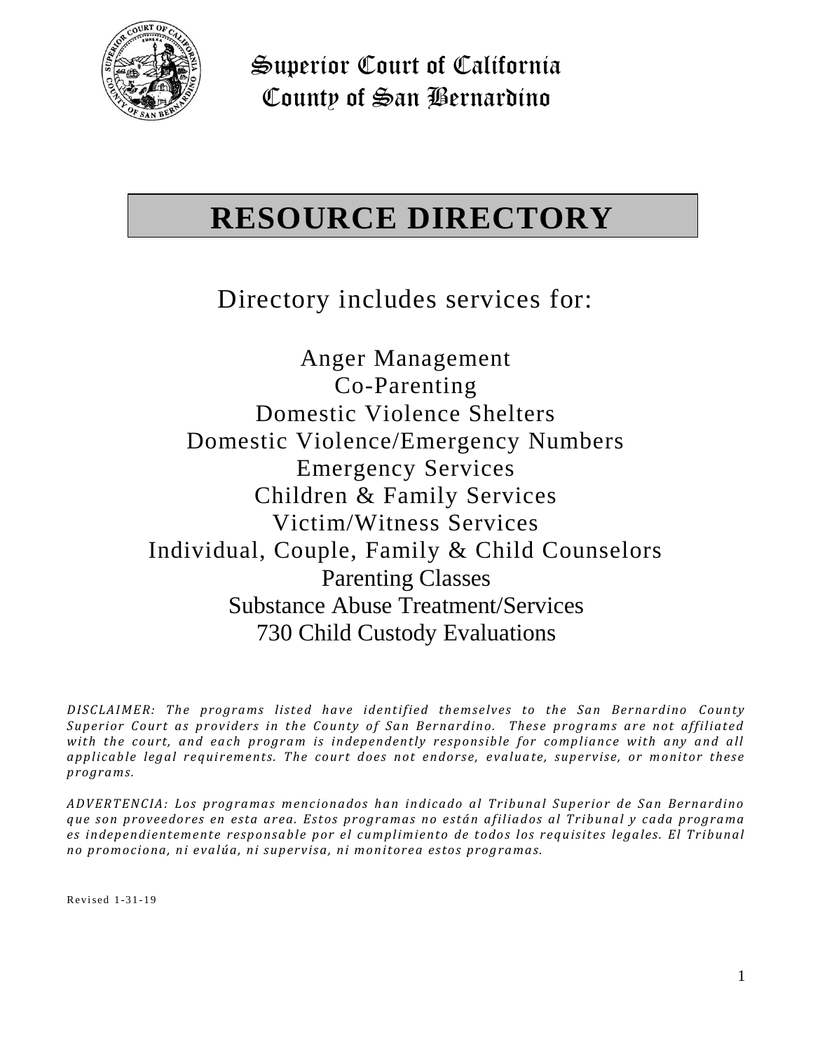Superior Court of California
County of San Bernardino

# RESOURCE DIRECTORY

Directory includes services for:

Anger Management
Co-Parenting
Domestic Violence Shelters
Domestic Violence/Emergency Numbers
Emergency Services
Children & Family Services
Victim/Witness Services
Individual, Couple, Family & Child Counselors
Parenting Classes
Substance Abuse Treatment/Services
730 Child Custody Evaluations

*DISCLAIMER: The programs listed have identified themselves to the San Bernardino County Superior Court as providers in the County of San Bernardino. These programs are not affiliated with the court, and each program is independently responsible for compliance with any and all applicable legal requirements. The court does not endorse, evaluate, supervise, or monitor these programs.*

*ADVERTENCIA: Los programas mencionados han indicado al Tribunal Superior de San Bernardino que son proveedores en esta area. Estos programas no están afiliados al Tribunal y cada programa es independientemente responsable por el cumplimiento de todos los requisites legales. El Tribunal no promociona, ni evalúa, ni supervisa, ni monitorea estos programas.*

Revised 1-31-19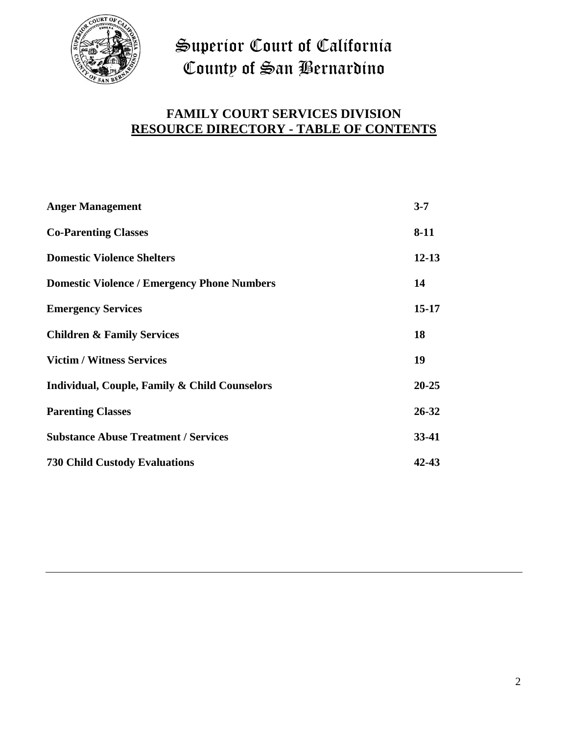# Superior Court of California
# County of San Bernardino

## FAMILY COURT SERVICES DIVISION
## RESOURCE DIRECTORY - TABLE OF CONTENTS

| | |
|---|---|
| **Anger Management** | **3-7** |
| **Co-Parenting Classes** | **8-11** |
| **Domestic Violence Shelters** | **12-13** |
| **Domestic Violence / Emergency Phone Numbers** | **14** |
| **Emergency Services** | **15-17** |
| **Children & Family Services** | **18** |
| **Victim / Witness Services** | **19** |
| **Individual, Couple, Family & Child Counselors** | **20-25** |
| **Parenting Classes** | **26-32** |
| **Substance Abuse Treatment / Services** | **33-41** |
| **730 Child Custody Evaluations** | **42-43** |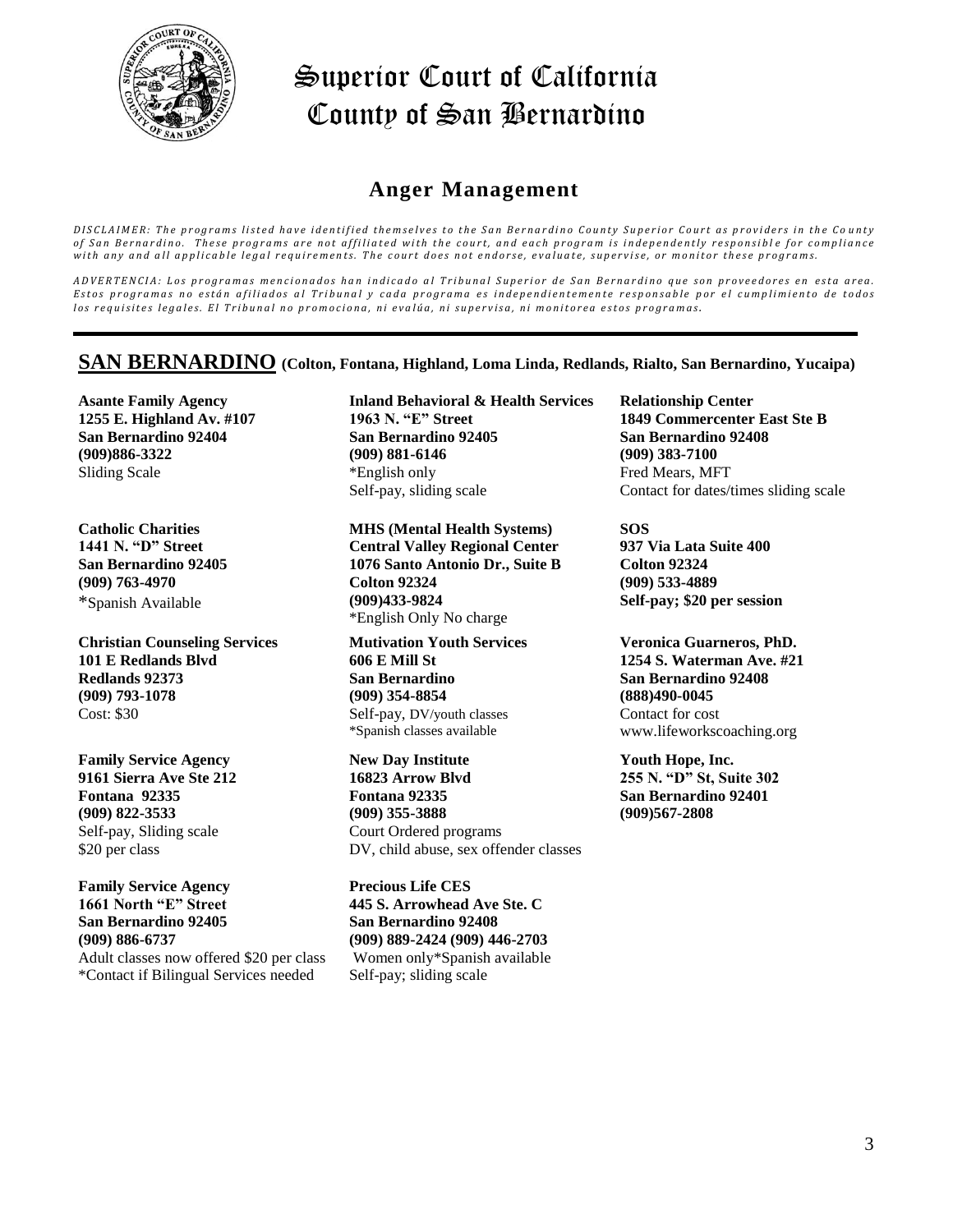# Superior Court of California
# County of San Bernardino

## Anger Management

*DISCLAIMER: The programs listed have identified themselves to the San Bernardino County Superior Court as providers in the County of San Bernardino. These programs are not affiliated with the court, and each program is independently responsible for compliance with any and all applicable legal requirements. The court does not endorse, evaluate, supervise, or monitor these programs.*

*ADVERTENCIA: Los programas mencionados han indicado al Tribunal Superior de San Bernardino que son proveedores en esta area. Estos programas no están afiliados al Tribunal y cada programa es independientemente responsable por el cumplimiento de todos los requisites legales. El Tribunal no promociona, ni evalúa, ni supervisa, ni monitorea estos programas.*

## SAN BERNARDINO (Colton, Fontana, Highland, Loma Linda, Redlands, Rialto, San Bernardino, Yucaipa)

**Asante Family Agency**
**1255 E. Highland Av. #107**
**San Bernardino 92404**
**(909)886-3322**
Sliding Scale

**Catholic Charities**
**1441 N. "D" Street**
**San Bernardino 92405**
**(909) 763-4970**
*Spanish Available

**Christian Counseling Services**
**101 E Redlands Blvd**
**Redlands 92373**
**(909) 793-1078**
Cost: $30

**Family Service Agency**
**9161 Sierra Ave Ste 212**
**Fontana 92335**
**(909) 822-3533**
Self-pay, Sliding scale
$20 per class

**Family Service Agency**
**1661 North "E" Street**
**San Bernardino 92405**
**(909) 886-6737**
Adult classes now offered $20 per class
*Contact if Bilingual Services needed

**Inland Behavioral & Health Services**
**1963 N. "E" Street**
**San Bernardino 92405**
**(909) 881-6146**
*English only
Self-pay, sliding scale

**MHS (Mental Health Systems)**
**Central Valley Regional Center**
**1076 Santo Antonio Dr., Suite B**
**Colton 92324**
**(909)433-9824**
*English Only No charge

**Mutivation Youth Services**
**606 E Mill St**
**San Bernardino**
**(909) 354-8854**
Self-pay, DV/youth classes
*Spanish classes available

**New Day Institute**
**16823 Arrow Blvd**
**Fontana 92335**
**(909) 355-3888**
Court Ordered programs
DV, child abuse, sex offender classes

**Precious Life CES**
**445 S. Arrowhead Ave Ste. C**
**San Bernardino 92408**
**(909) 889-2424 (909) 446-2703**
Women only*Spanish available
Self-pay; sliding scale

**Relationship Center**
**1849 Commercenter East Ste B**
**San Bernardino 92408**
**(909) 383-7100**
Fred Mears, MFT
Contact for dates/times sliding scale

**SOS**
**937 Via Lata Suite 400**
**Colton 92324**
**(909) 533-4889**
**Self-pay; $20 per session**

**Veronica Guarneros, PhD.**
**1254 S. Waterman Ave. #21**
**San Bernardino 92408**
**(888)490-0045**
Contact for cost
www.lifeworkscoaching.org

**Youth Hope, Inc.**
**255 N. "D" St, Suite 302**
**San Bernardino 92401**
**(909)567-2808**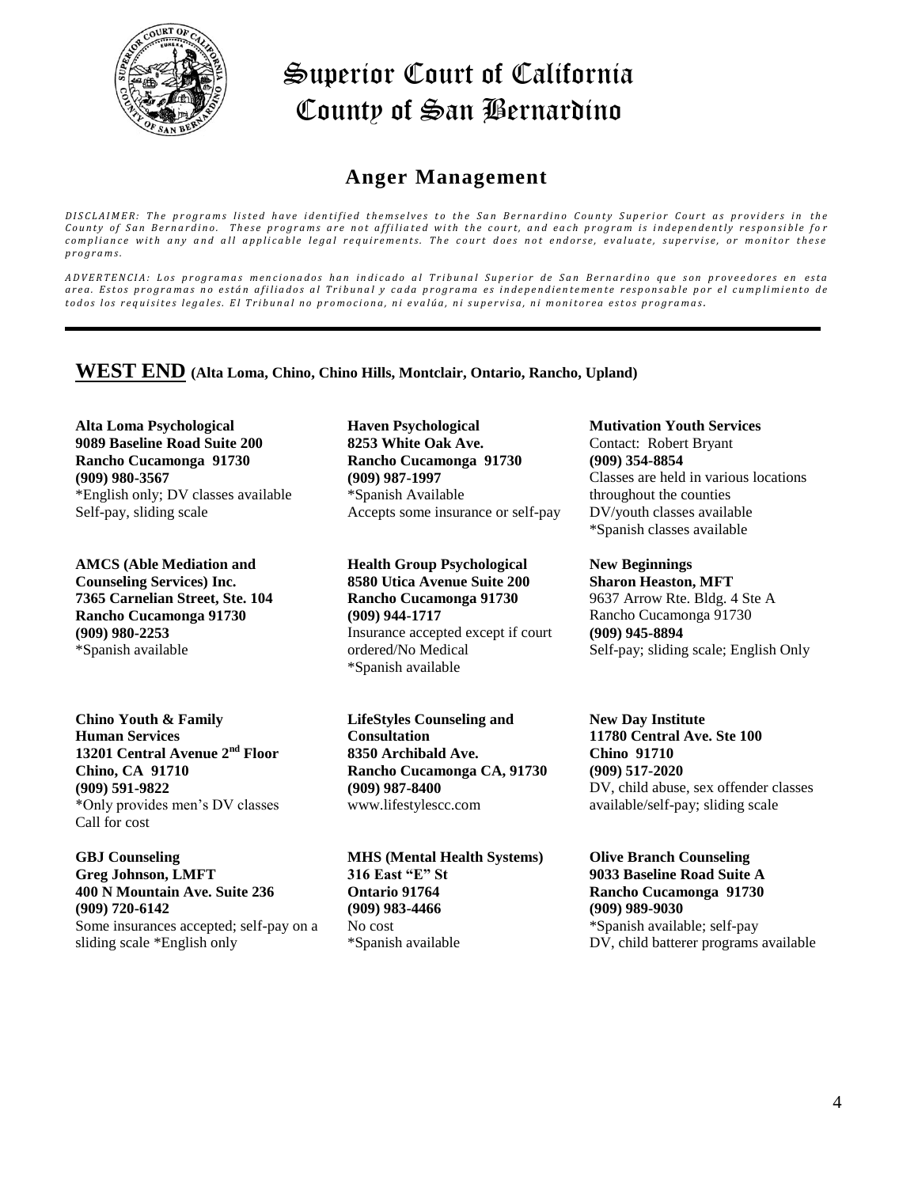# Superior Court of California
# County of San Bernardino

## Anger Management

*DISCLAIMER: The programs listed have identified themselves to the San Bernardino County Superior Court as providers in the County of San Bernardino. These programs are not affiliated with the court, and each program is independently responsible for compliance with any and all applicable legal requirements. The court does not endorse, evaluate, supervise, or monitor these programs.*

*ADVERTENCIA: Los programas mencionados han indicado al Tribunal Superior de San Bernardino que son proveedores en esta area. Estos programas no están afiliados al Tribunal y cada programa es independientemente responsable por el cumplimiento de todos los requisites legales. El Tribunal no promociona, ni evalúa, ni supervisa, ni monitorea estos programas.*

---

## WEST END (Alta Loma, Chino, Chino Hills, Montclair, Ontario, Rancho, Upland)

**Alta Loma Psychological**
**9089 Baseline Road Suite 200**
**Rancho Cucamonga 91730**
**(909) 980-3567**
*English only; DV classes available
Self-pay, sliding scale

**AMCS (Able Mediation and Counseling Services) Inc.**
**7365 Carnelian Street, Ste. 104**
**Rancho Cucamonga 91730**
**(909) 980-2253**
*Spanish available

**Chino Youth & Family Human Services**
**13201 Central Avenue 2nd Floor**
**Chino, CA 91710**
**(909) 591-9822**
*Only provides men's DV classes
Call for cost

**GBJ Counseling**
**Greg Johnson, LMFT**
**400 N Mountain Ave. Suite 236**
**(909) 720-6142**
Some insurances accepted; self-pay on a sliding scale *English only

**Haven Psychological**
**8253 White Oak Ave.**
**Rancho Cucamonga 91730**
**(909) 987-1997**
*Spanish Available
Accepts some insurance or self-pay

**Health Group Psychological**
**8580 Utica Avenue Suite 200**
**Rancho Cucamonga 91730**
**(909) 944-1717**
Insurance accepted except if court ordered/No Medical
*Spanish available

**LifeStyles Counseling and Consultation**
**8350 Archibald Ave.**
**Rancho Cucamonga CA, 91730**
**(909) 987-8400**
www.lifestylescc.com

**MHS (Mental Health Systems)**
**316 East "E" St**
**Ontario 91764**
**(909) 983-4466**
No cost
*Spanish available

**Mutivation Youth Services**
Contact: Robert Bryant
**(909) 354-8854**
Classes are held in various locations throughout the counties
DV/youth classes available
*Spanish classes available

**New Beginnings**
**Sharon Heaston, MFT**
9637 Arrow Rte. Bldg. 4 Ste A
Rancho Cucamonga 91730
**(909) 945-8894**
Self-pay; sliding scale; English Only

**New Day Institute**
**11780 Central Ave. Ste 100**
**Chino 91710**
**(909) 517-2020**
DV, child abuse, sex offender classes available/self-pay; sliding scale

**Olive Branch Counseling**
**9033 Baseline Road Suite A**
**Rancho Cucamonga 91730**
**(909) 989-9030**
*Spanish available; self-pay
DV, child batterer programs available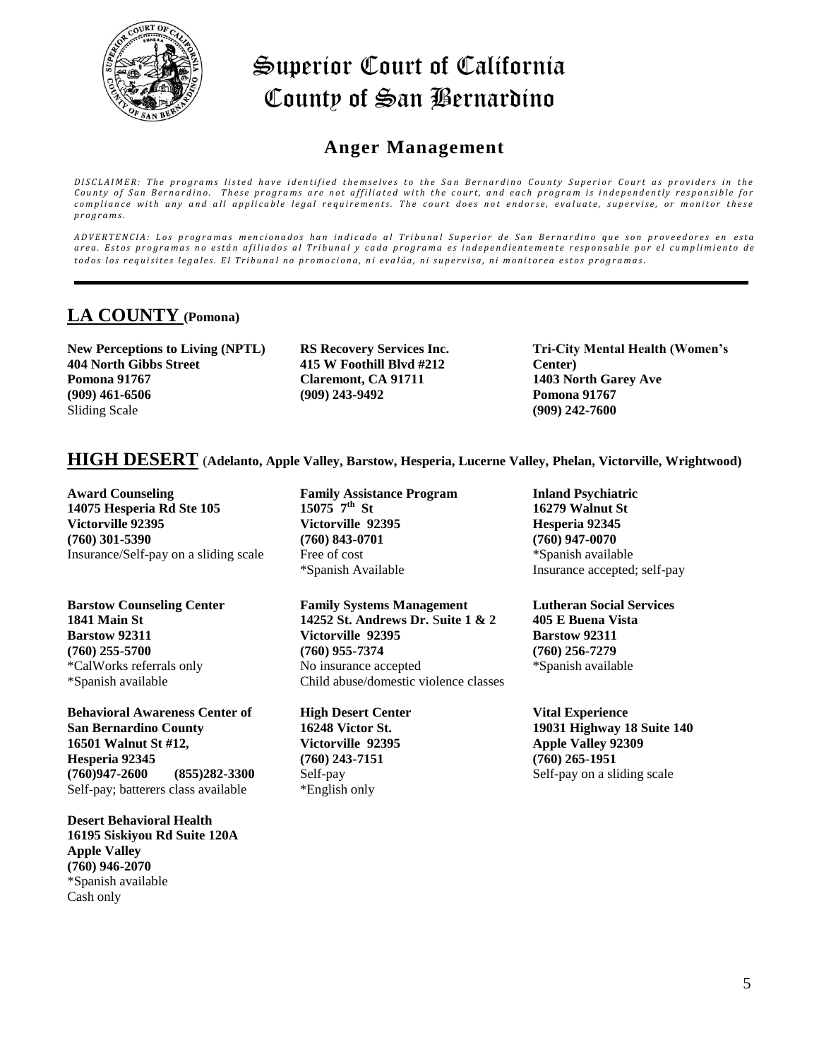# Superior Court of California County of San Bernardino

## Anger Management

*DISCLAIMER: The programs listed have identified themselves to the San Bernardino County Superior Court as providers in the County of San Bernardino. These programs are not affiliated with the court, and each program is independently responsible for compliance with any and all applicable legal requirements. The court does not endorse, evaluate, supervise, or monitor these programs.*

*ADVERTENCIA: Los programas mencionados han indicado al Tribunal Superior de San Bernardino que son proveedores en esta area. Estos programas no están afiliados al Tribunal y cada programa es independientemente responsable por el cumplimiento de todos los requisites legales. El Tribunal no promociona, ni evalúa, ni supervisa, ni monitorea estos programas.*

---

## LA COUNTY (Pomona)

**New Perceptions to Living (NPTL)**
**404 North Gibbs Street**
**Pomona 91767**
**(909) 461-6506**
Sliding Scale

**RS Recovery Services Inc.**
**415 W Foothill Blvd #212**
**Claremont, CA 91711**
**(909) 243-9492**

**Tri-City Mental Health (Women's Center)**
**1403 North Garey Ave**
**Pomona 91767**
**(909) 242-7600**

## HIGH DESERT (Adelanto, Apple Valley, Barstow, Hesperia, Lucerne Valley, Phelan, Victorville, Wrightwood)

**Award Counseling**
**14075 Hesperia Rd Ste 105**
**Victorville 92395**
**(760) 301-5390**
Insurance/Self-pay on a sliding scale

**Barstow Counseling Center**
**1841 Main St**
**Barstow 92311**
**(760) 255-5700**
*CalWorks referrals only
*Spanish available

**Behavioral Awareness Center of San Bernardino County**
**16501 Walnut St #12,**
**Hesperia 92345**
**(760)947-2600 (855)282-3300**
Self-pay; batterers class available

**Desert Behavioral Health**
**16195 Siskiyou Rd Suite 120A**
**Apple Valley**
**(760) 946-2070**
*Spanish available
Cash only

**Family Assistance Program**
**15075 7th St**
**Victorville 92395**
**(760) 843-0701**
Free of cost
*Spanish Available

**Family Systems Management**
**14252 St. Andrews Dr. Suite 1 & 2**
**Victorville 92395**
**(760) 955-7374**
No insurance accepted
Child abuse/domestic violence classes

**High Desert Center**
**16248 Victor St.**
**Victorville 92395**
**(760) 243-7151**
Self-pay
*English only

**Inland Psychiatric**
**16279 Walnut St**
**Hesperia 92345**
**(760) 947-0070**
*Spanish available
Insurance accepted; self-pay

**Lutheran Social Services**
**405 E Buena Vista**
**Barstow 92311**
**(760) 256-7279**
*Spanish available

**Vital Experience**
**19031 Highway 18 Suite 140**
**Apple Valley 92309**
**(760) 265-1951**
Self-pay on a sliding scale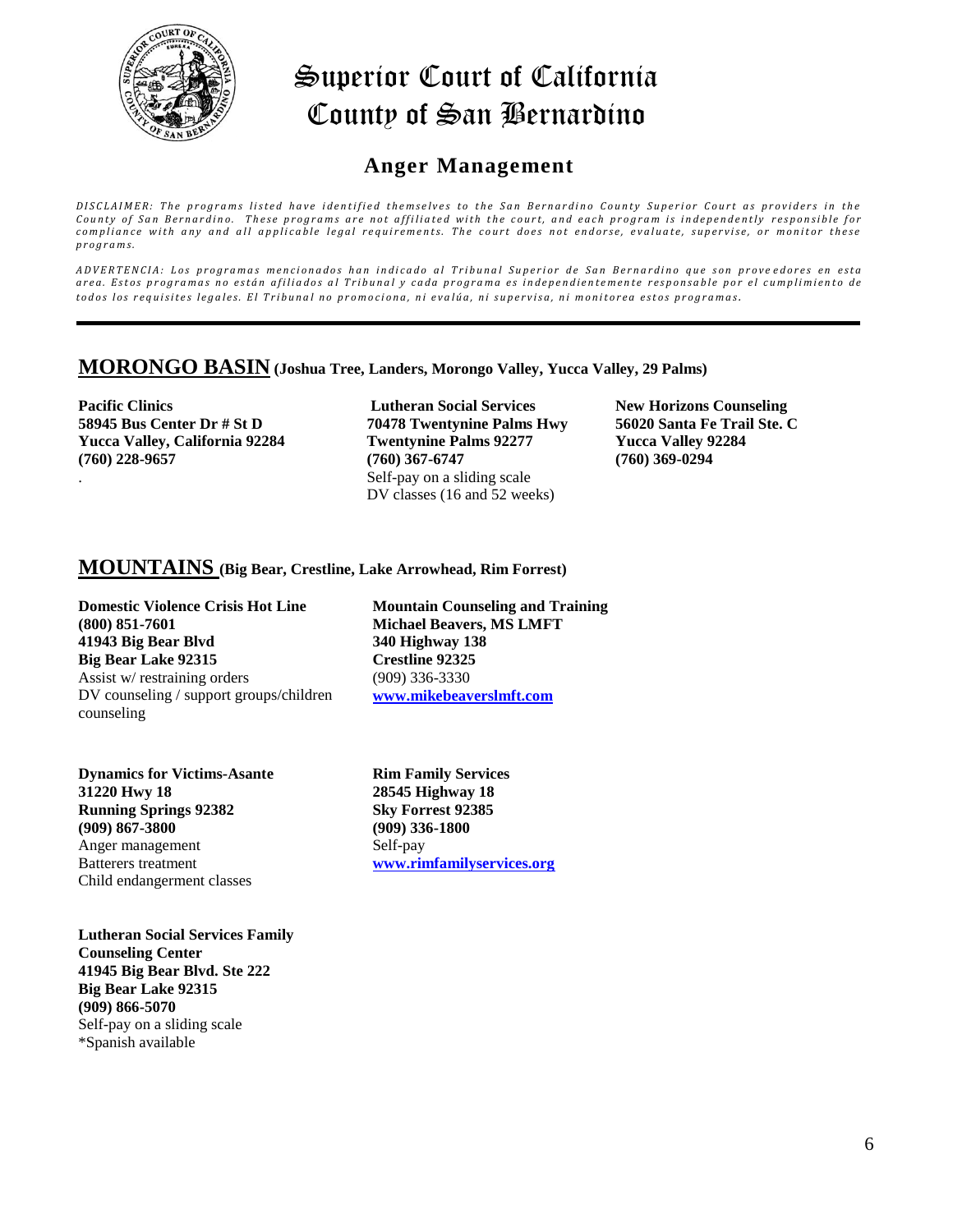# Superior Court of California County of San Bernardino

## Anger Management

*DISCLAIMER: The programs listed have identified themselves to the San Bernardino County Superior Court as providers in the County of San Bernardino. These programs are not affiliated with the court, and each program is independently responsible for compliance with any and all applicable legal requirements. The court does not endorse, evaluate, supervise, or monitor these programs.*

*ADVERTENCIA: Los programas mencionados han indicado al Tribunal Superior de San Bernardino que son proveedores en esta area. Estos programas no están afiliados al Tribunal y cada programa es independientemente responsable por el cumplimiento de todos los requisites legales. El Tribunal no promociona, ni evalúa, ni supervisa, ni monitorea estos programas.*

---

## MORONGO BASIN (Joshua Tree, Landers, Morongo Valley, Yucca Valley, 29 Palms)

**Pacific Clinics**
**58945 Bus Center Dr # St D**
**Yucca Valley, California 92284**
**(760) 228-9657**

**Lutheran Social Services**
**70478 Twentynine Palms Hwy**
**Twentynine Palms 92277**
**(760) 367-6747**
Self-pay on a sliding scale
DV classes (16 and 52 weeks)

**New Horizons Counseling**
**56020 Santa Fe Trail Ste. C**
**Yucca Valley 92284**
**(760) 369-0294**

## MOUNTAINS (Big Bear, Crestline, Lake Arrowhead, Rim Forrest)

**Domestic Violence Crisis Hot Line**
**(800) 851-7601**
**41943 Big Bear Blvd**
**Big Bear Lake 92315**
Assist w/ restraining orders
DV counseling / support groups/children counseling

**Mountain Counseling and Training**
**Michael Beavers, MS LMFT**
**340 Highway 138**
**Crestline 92325**
(909) 336-3330
**www.mikebeaverslmft.com**

**Dynamics for Victims-Asante**
**31220 Hwy 18**
**Running Springs 92382**
**(909) 867-3800**
Anger management
Batterers treatment
Child endangerment classes

**Rim Family Services**
**28545 Highway 18**
**Sky Forrest 92385**
**(909) 336-1800**
Self-pay
**www.rimfamilyservices.org**

**Lutheran Social Services Family Counseling Center**
**41945 Big Bear Blvd. Ste 222**
**Big Bear Lake 92315**
**(909) 866-5070**
Self-pay on a sliding scale
*Spanish available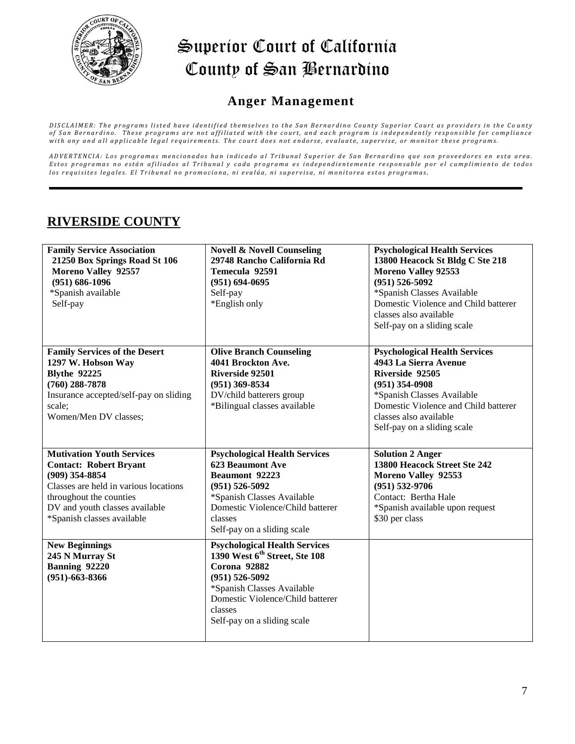# Superior Court of California
# County of San Bernardino

## Anger Management

*DISCLAIMER: The programs listed have identified themselves to the San Bernardino County Superior Court as providers in the County of San Bernardino. These programs are not affiliated with the court, and each program is independently responsible for compliance with any and all applicable legal requirements. The court does not endorse, evaluate, supervise, or monitor these programs.*

*ADVERTENCIA: Los programas mencionados han indicado al Tribunal Superior de San Bernardino que son proveedores en esta area. Estos programas no están afiliados al Tribunal y cada programa es independientemente responsable por el cumplimiento de todos los requisites legales. El Tribunal no promociona, ni evalúa, ni supervisa, ni monitorea estos programas.*

---

## RIVERSIDE COUNTY

| | | |
|---|---|---|
| **Family Service Association**<br>**21250 Box Springs Road St 106**<br>**Moreno Valley 92557**<br>**(951) 686-1096**<br>*Spanish available<br>Self-pay | **Novell & Novell Counseling**<br>**29748 Rancho California Rd**<br>**Temecula 92591**<br>**(951) 694-0695**<br>Self-pay<br>*English only | **Psychological Health Services**<br>**13800 Heacock St Bldg C Ste 218**<br>**Moreno Valley 92553**<br>**(951) 526-5092**<br>*Spanish Classes Available<br>Domestic Violence and Child batterer classes also available<br>Self-pay on a sliding scale |
| **Family Services of the Desert**<br>**1297 W. Hobson Way**<br>**Blythe 92225**<br>**(760) 288-7878**<br>Insurance accepted/self-pay on sliding scale;<br>Women/Men DV classes; | **Olive Branch Counseling**<br>**4041 Brockton Ave.**<br>**Riverside 92501**<br>**(951) 369-8534**<br>DV/child batterers group<br>*Bilingual classes available | **Psychological Health Services**<br>**4943 La Sierra Avenue**<br>**Riverside 92505**<br>**(951) 354-0908**<br>*Spanish Classes Available<br>Domestic Violence and Child batterer classes also available<br>Self-pay on a sliding scale |
| **Mutivation Youth Services**<br>**Contact: Robert Bryant**<br>**(909) 354-8854**<br>Classes are held in various locations throughout the counties<br>DV and youth classes available<br>*Spanish classes available | **Psychological Health Services**<br>**623 Beaumont Ave**<br>**Beaumont 92223**<br>**(951) 526-5092**<br>*Spanish Classes Available<br>Domestic Violence/Child batterer classes<br>Self-pay on a sliding scale | **Solution 2 Anger**<br>**13800 Heacock Street Ste 242**<br>**Moreno Valley 92553**<br>**(951) 532-9706**<br>Contact: Bertha Hale<br>*Spanish available upon request<br>$30 per class |
| **New Beginnings**<br>**245 N Murray St**<br>**Banning 92220**<br>**(951)-663-8366** | **Psychological Health Services**<br>**1390 West 6th Street, Ste 108**<br>**Corona 92882**<br>**(951) 526-5092**<br>*Spanish Classes Available<br>Domestic Violence/Child batterer classes<br>Self-pay on a sliding scale | |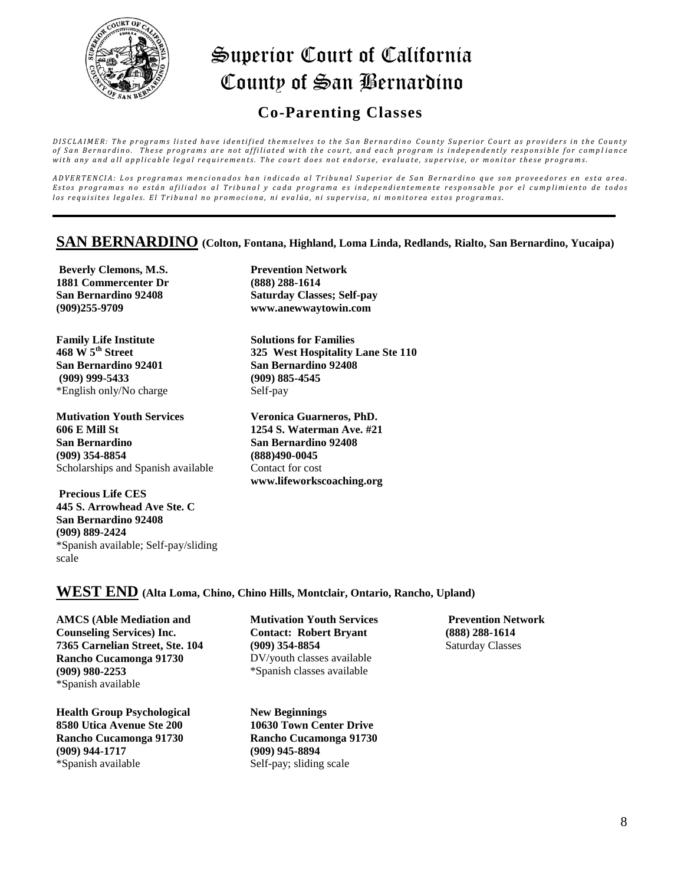# Superior Court of California County of San Bernardino

## Co-Parenting Classes

*DISCLAIMER: The programs listed have identified themselves to the San Bernardino County Superior Court as providers in the County of San Bernardino. These programs are not affiliated with the court, and each program is independently responsible for compliance with any and all applicable legal requirements. The court does not endorse, evaluate, supervise, or monitor these programs.*

*ADVERTENCIA: Los programas mencionados han indicado al Tribunal Superior de San Bernardino que son proveedores en esta area. Estos programas no están afiliados al Tribunal y cada programa es independientemente responsable por el cumplimiento de todos los requisites legales. El Tribunal no promociona, ni evalúa, ni supervisa, ni monitorea estos programas.*

---

## SAN BERNARDINO (Colton, Fontana, Highland, Loma Linda, Redlands, Rialto, San Bernardino, Yucaipa)

**Beverly Clemons, M.S.**
**1881 Commercenter Dr**
**San Bernardino 92408**
**(909)255-9709**

**Family Life Institute**
**468 W 5th Street**
**San Bernardino 92401**
**(909) 999-5433**
*English only/No charge

**Mutivation Youth Services**
**606 E Mill St**
**San Bernardino**
**(909) 354-8854**
Scholarships and Spanish available

**Precious Life CES**
**445 S. Arrowhead Ave Ste. C**
**San Bernardino 92408**
**(909) 889-2424**
*Spanish available; Self-pay/sliding scale

**Prevention Network**
**(888) 288-1614**
**Saturday Classes; Self-pay**
**www.anewwaytowin.com**

**Solutions for Families**
**325 West Hospitality Lane Ste 110**
**San Bernardino 92408**
**(909) 885-4545**
Self-pay

**Veronica Guarneros, PhD.**
**1254 S. Waterman Ave. #21**
**San Bernardino 92408**
**(888)490-0045**
Contact for cost
**www.lifeworkscoaching.org**

## WEST END (Alta Loma, Chino, Chino Hills, Montclair, Ontario, Rancho, Upland)

**AMCS (Able Mediation and Counseling Services) Inc.**
**7365 Carnelian Street, Ste. 104**
**Rancho Cucamonga 91730**
**(909) 980-2253**
*Spanish available

**Health Group Psychological**
**8580 Utica Avenue Ste 200**
**Rancho Cucamonga 91730**
**(909) 944-1717**
*Spanish available

**Mutivation Youth Services**
**Contact: Robert Bryant**
**(909) 354-8854**
DV/youth classes available
*Spanish classes available

**New Beginnings**
**10630 Town Center Drive**
**Rancho Cucamonga 91730**
**(909) 945-8894**
Self-pay; sliding scale

**Prevention Network**
**(888) 288-1614**
Saturday Classes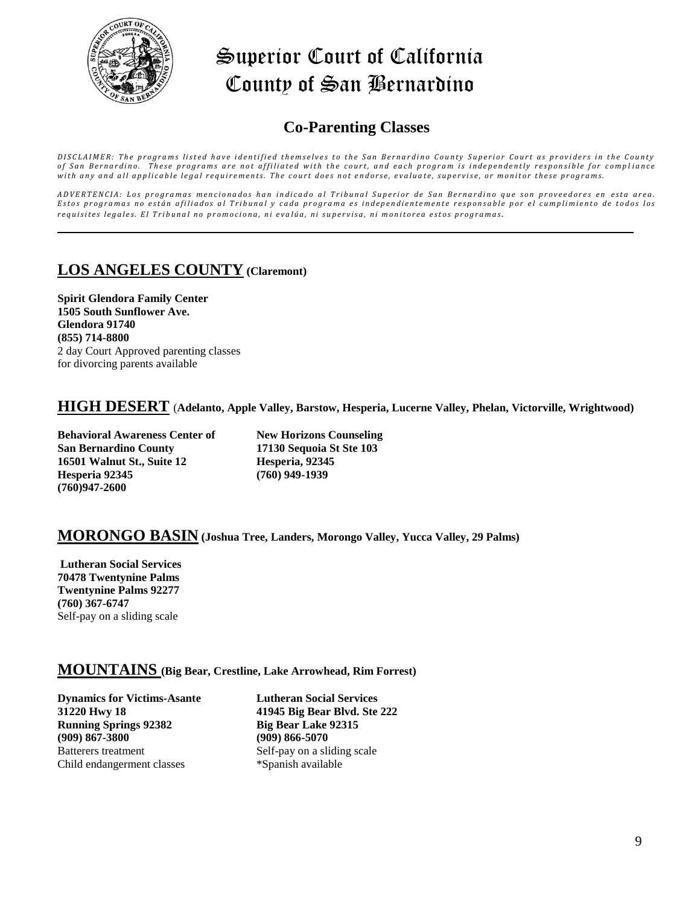# Superior Court of California
# County of San Bernardino

## Co-Parenting Classes

*DISCLAIMER: The programs listed have identified themselves to the San Bernardino County Superior Court as providers in the County of San Bernardino. These programs are not affiliated with the court, and each program is independently responsible for compliance with any and all applicable legal requirements. The court does not endorse, evaluate, supervise, or monitor these programs.*

*ADVERTENCIA: Los programas mencionados han indicado al Tribunal Superior de San Bernardino que son proveedores en esta area. Estos programas no están afiliados al Tribunal y cada programa es independientemente responsable por el cumplimiento de todos los requisites legales. El Tribunal no promociona, ni evalúa, ni supervisa, ni monitorea estos programas.*

---

### LOS ANGELES COUNTY (Claremont)

**Spirit Glendora Family Center**
**1505 South Sunflower Ave.**
**Glendora 91740**
**(855) 714-8800**
2 day Court Approved parenting classes for divorcing parents available

### HIGH DESERT (Adelanto, Apple Valley, Barstow, Hesperia, Lucerne Valley, Phelan, Victorville, Wrightwood)

**Behavioral Awareness Center of San Bernardino County**
**16501 Walnut St., Suite 12**
**Hesperia 92345**
**(760)947-2600**

**New Horizons Counseling**
**17130 Sequoia St Ste 103**
**Hesperia, 92345**
**(760) 949-1939**

### MORONGO BASIN (Joshua Tree, Landers, Morongo Valley, Yucca Valley, 29 Palms)

**Lutheran Social Services**
**70478 Twentynine Palms**
**Twentynine Palms 92277**
**(760) 367-6747**
Self-pay on a sliding scale

### MOUNTAINS (Big Bear, Crestline, Lake Arrowhead, Rim Forrest)

**Dynamics for Victims-Asante**
**31220 Hwy 18**
**Running Springs 92382**
**(909) 867-3800**
Batterers treatment
Child endangerment classes

**Lutheran Social Services**
**41945 Big Bear Blvd. Ste 222**
**Big Bear Lake 92315**
**(909) 866-5070**
Self-pay on a sliding scale
*Spanish available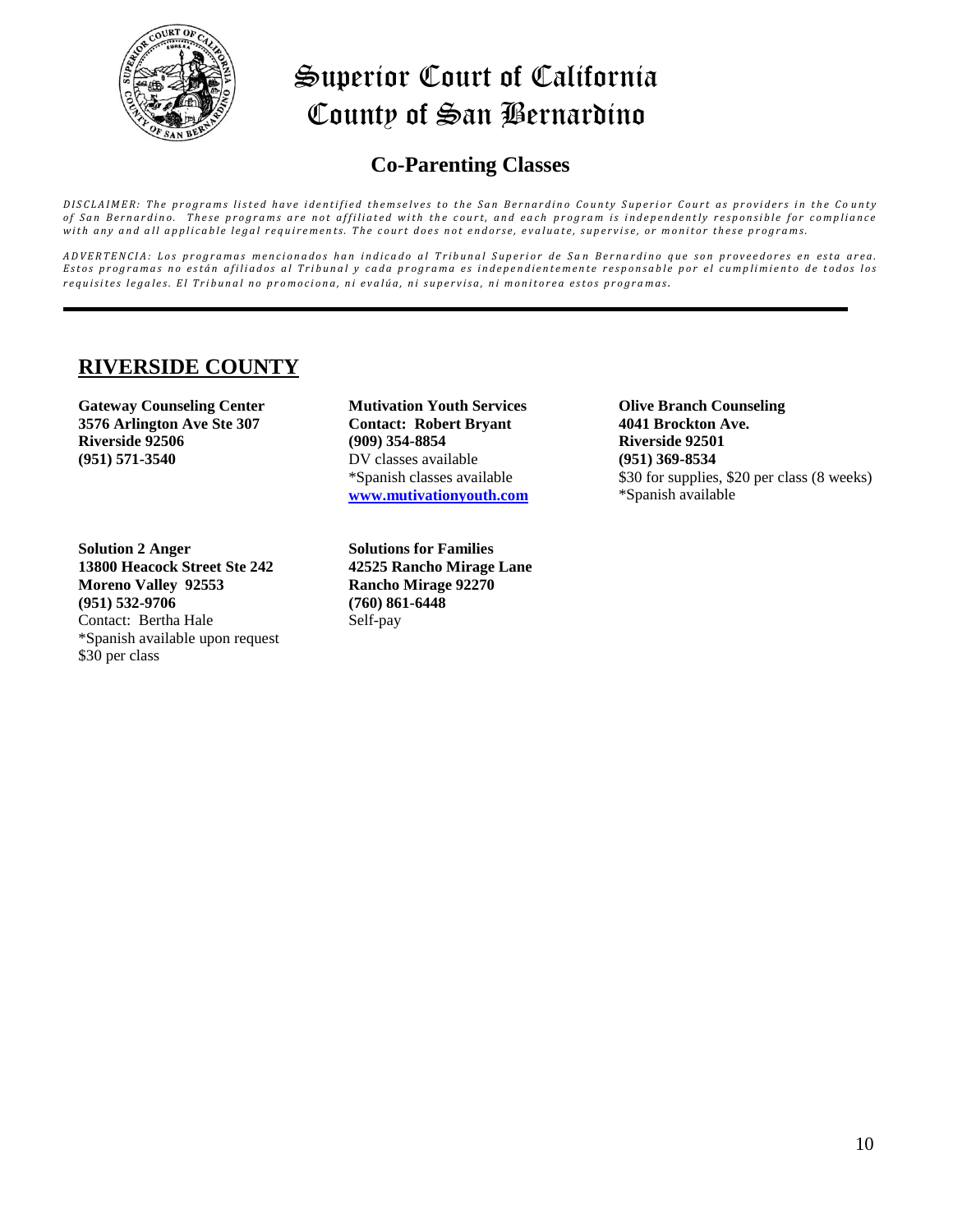# Superior Court of California
# County of San Bernardino

## Co-Parenting Classes

*DISCLAIMER: The programs listed have identified themselves to the San Bernardino County Superior Court as providers in the County of San Bernardino. These programs are not affiliated with the court, and each program is independently responsible for compliance with any and all applicable legal requirements. The court does not endorse, evaluate, supervise, or monitor these programs.*

*ADVERTENCIA: Los programas mencionados han indicado al Tribunal Superior de San Bernardino que son proveedores en esta area. Estos programas no están afiliados al Tribunal y cada programa es independientemente responsable por el cumplimiento de todos los requisitos legales. El Tribunal no promociona, ni evalúa, ni supervisa, ni monitorea estos programas.*

---

## RIVERSIDE COUNTY

**Gateway Counseling Center**
**3576 Arlington Ave Ste 307**
**Riverside 92506**
**(951) 571-3540**

**Mutivation Youth Services**
**Contact: Robert Bryant**
**(909) 354-8854**
DV classes available
*Spanish classes available
**[www.mutivationyouth.com](http://www.mutivationyouth.com)**

**Olive Branch Counseling**
**4041 Brockton Ave.**
**Riverside 92501**
**(951) 369-8534**
$30 for supplies, $20 per class (8 weeks)
*Spanish available

**Solution 2 Anger**
**13800 Heacock Street Ste 242**
**Moreno Valley 92553**
**(951) 532-9706**
Contact: Bertha Hale
*Spanish available upon request
$30 per class

**Solutions for Families**
**42525 Rancho Mirage Lane**
**Rancho Mirage 92270**
**(760) 861-6448**
Self-pay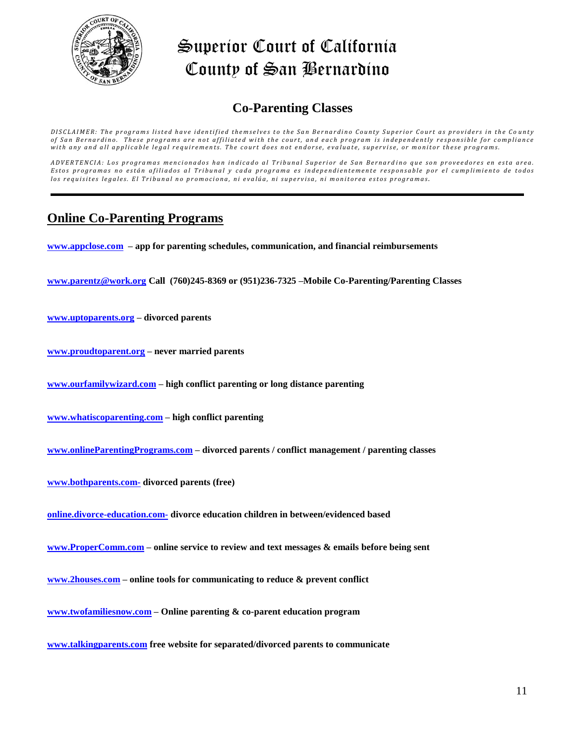# Superior Court of California
# County of San Bernardino

## Co-Parenting Classes

*DISCLAIMER: The programs listed have identified themselves to the San Bernardino County Superior Court as providers in the County of San Bernardino. These programs are not affiliated with the court, and each program is independently responsible for compliance with any and all applicable legal requirements. The court does not endorse, evaluate, supervise, or monitor these programs.*

*ADVERTENCIA: Los programas mencionados han indicado al Tribunal Superior de San Bernardino que son proveedores en esta area. Estos programas no están afiliados al Tribunal y cada programa es independientemente responsable por el cumplimiento de todos los requisites legales. El Tribunal no promociona, ni evalúa, ni supervisa, ni monitorea estos programas.*

---

## Online Co-Parenting Programs

**www.appclose.com – app for parenting schedules, communication, and financial reimbursements**

**www.parentz@work.org Call (760)245-8369 or (951)236-7325 –Mobile Co-Parenting/Parenting Classes**

**www.uptoparents.org – divorced parents**

**www.proudtoparent.org – never married parents**

**www.ourfamilywizard.com – high conflict parenting or long distance parenting**

**www.whatiscoparenting.com – high conflict parenting**

**www.onlineParentingPrograms.com – divorced parents / conflict management / parenting classes**

**www.bothparents.com- divorced parents (free)**

**online.divorce-education.com- divorce education children in between/evidenced based**

**www.ProperComm.com – online service to review and text messages & emails before being sent**

**www.2houses.com – online tools for communicating to reduce & prevent conflict**

**www.twofamiliesnow.com – Online parenting & co-parent education program**

**www.talkingparents.com free website for separated/divorced parents to communicate**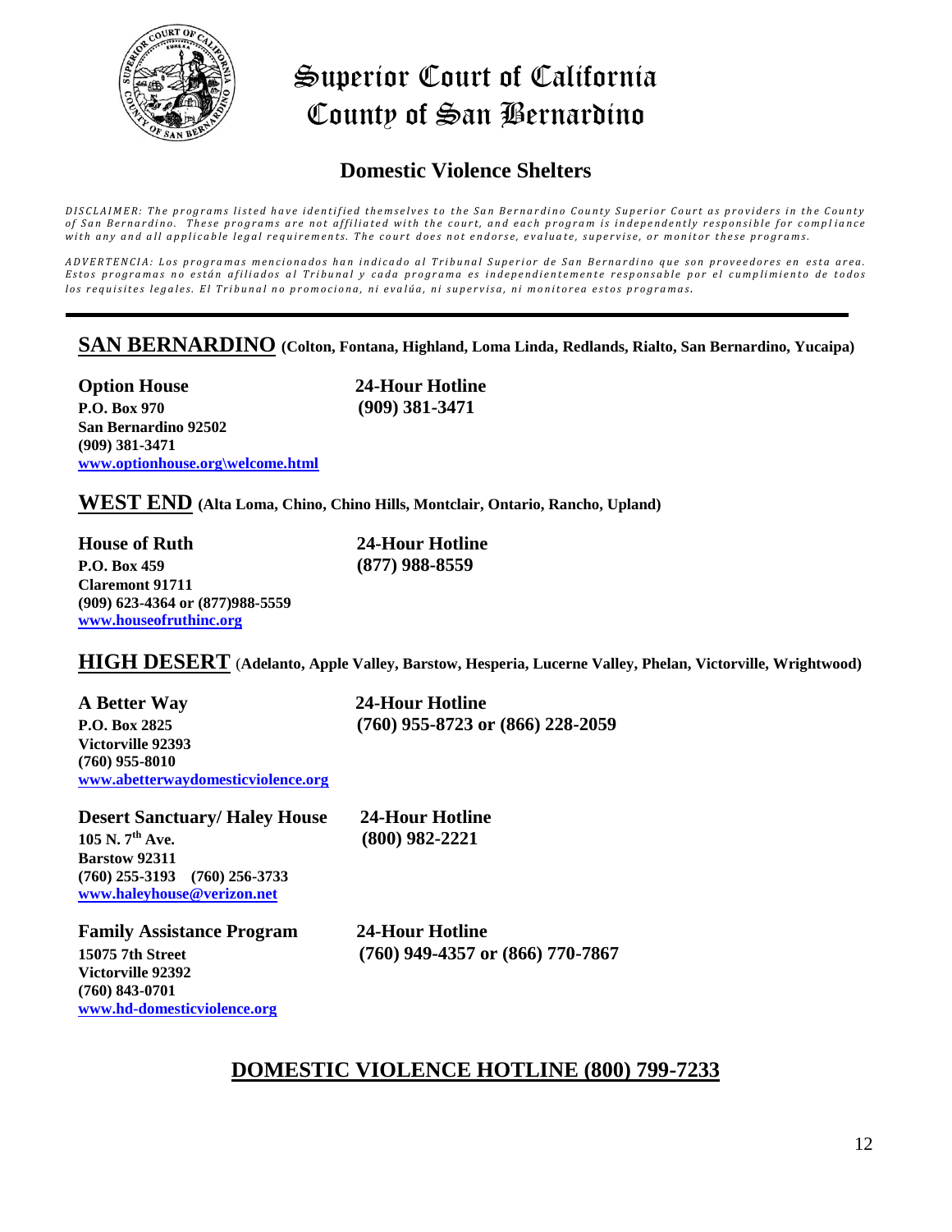# Superior Court of California County of San Bernardino

## Domestic Violence Shelters

*DISCLAIMER: The programs listed have identified themselves to the San Bernardino County Superior Court as providers in the County of San Bernardino. These programs are not affiliated with the court, and each program is independently responsible for compliance with any and all applicable legal requirements. The court does not endorse, evaluate, supervise, or monitor these programs.*

*ADVERTENCIA: Los programas mencionados han indicado al Tribunal Superior de San Bernardino que son proveedores en esta area. Estos programas no están afiliados al Tribunal y cada programa es independientemente responsable por el cumplimiento de todos los requisites legales. El Tribunal no promociona, ni evalúa, ni supervisa, ni monitorea estos programas.*

---

### SAN BERNARDINO (Colton, Fontana, Highland, Loma Linda, Redlands, Rialto, San Bernardino, Yucaipa)

**Option House**
**P.O. Box 970**
**San Bernardino 92502**
**(909) 381-3471**
**www.optionhouse.org\welcome.html**

**24-Hour Hotline**
**(909) 381-3471**

### WEST END (Alta Loma, Chino, Chino Hills, Montclair, Ontario, Rancho, Upland)

**House of Ruth**
**P.O. Box 459**
**Claremont 91711**
**(909) 623-4364 or (877)988-5559**
**www.houseofruthinc.org**

**24-Hour Hotline**
**(877) 988-8559**

### HIGH DESERT (Adelanto, Apple Valley, Barstow, Hesperia, Lucerne Valley, Phelan, Victorville, Wrightwood)

**A Better Way**
**P.O. Box 2825**
**Victorville 92393**
**(760) 955-8010**
**www.abetterwaydomesticviolence.org**

**24-Hour Hotline**
**(760) 955-8723 or (866) 228-2059**

**Desert Sanctuary/ Haley House**
**105 N. 7th Ave.**
**Barstow 92311**
**(760) 255-3193 (760) 256-3733**
**www.haleyhouse@verizon.net**

**24-Hour Hotline**
**(800) 982-2221**

**Family Assistance Program**
**15075 7th Street**
**Victorville 92392**
**(760) 843-0701**
**www.hd-domesticviolence.org**

**24-Hour Hotline**
**(760) 949-4357 or (866) 770-7867**

## DOMESTIC VIOLENCE HOTLINE (800) 799-7233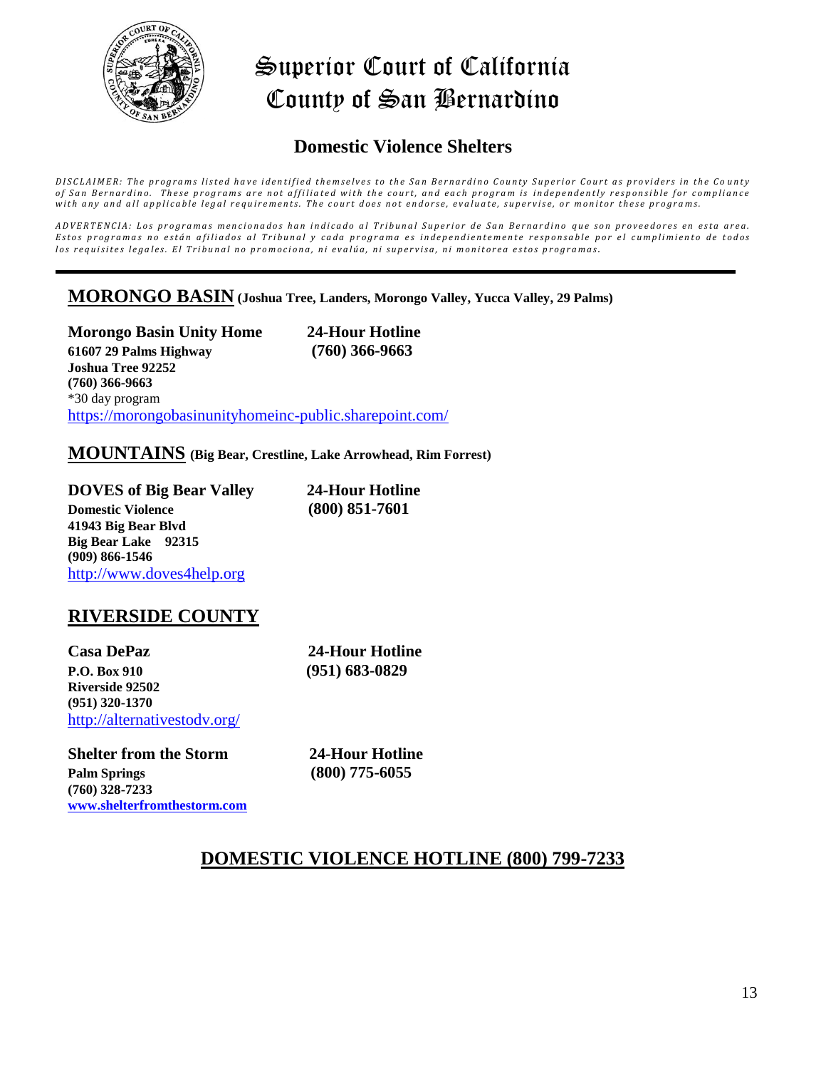# Superior Court of California County of San Bernardino

## Domestic Violence Shelters

*DISCLAIMER: The programs listed have identified themselves to the San Bernardino County Superior Court as providers in the County of San Bernardino. These programs are not affiliated with the court, and each program is independently responsible for compliance with any and all applicable legal requirements. The court does not endorse, evaluate, supervise, or monitor these programs.*

*ADVERTENCIA: Los programas mencionados han indicado al Tribunal Superior de San Bernardino que son proveedores en esta area. Estos programas no están afiliados al Tribunal y cada programa es independientemente responsable por el cumplimiento de todos los requisites legales. El Tribunal no promociona, ni evalúa, ni supervisa, ni monitorea estos programas.*

---

## MORONGO BASIN (Joshua Tree, Landers, Morongo Valley, Yucca Valley, 29 Palms)

**Morongo Basin Unity Home** — **24-Hour Hotline (760) 366-9663**
**61607 29 Palms Highway**
**Joshua Tree 92252**
**(760) 366-9663**
*30 day program
https://morongobasinunityhomeinc-public.sharepoint.com/

## MOUNTAINS (Big Bear, Crestline, Lake Arrowhead, Rim Forrest)

**DOVES of Big Bear Valley** — **24-Hour Hotline (800) 851-7601**
**Domestic Violence**
**41943 Big Bear Blvd**
**Big Bear Lake 92315**
**(909) 866-1546**
http://www.doves4help.org

## RIVERSIDE COUNTY

**Casa DePaz** — **24-Hour Hotline (951) 683-0829**
**P.O. Box 910**
**Riverside 92502**
**(951) 320-1370**
http://alternativestodv.org/

**Shelter from the Storm** — **24-Hour Hotline (800) 775-6055**
**Palm Springs**
**(760) 328-7233**
**www.shelterfromthestorm.com**

## DOMESTIC VIOLENCE HOTLINE (800) 799-7233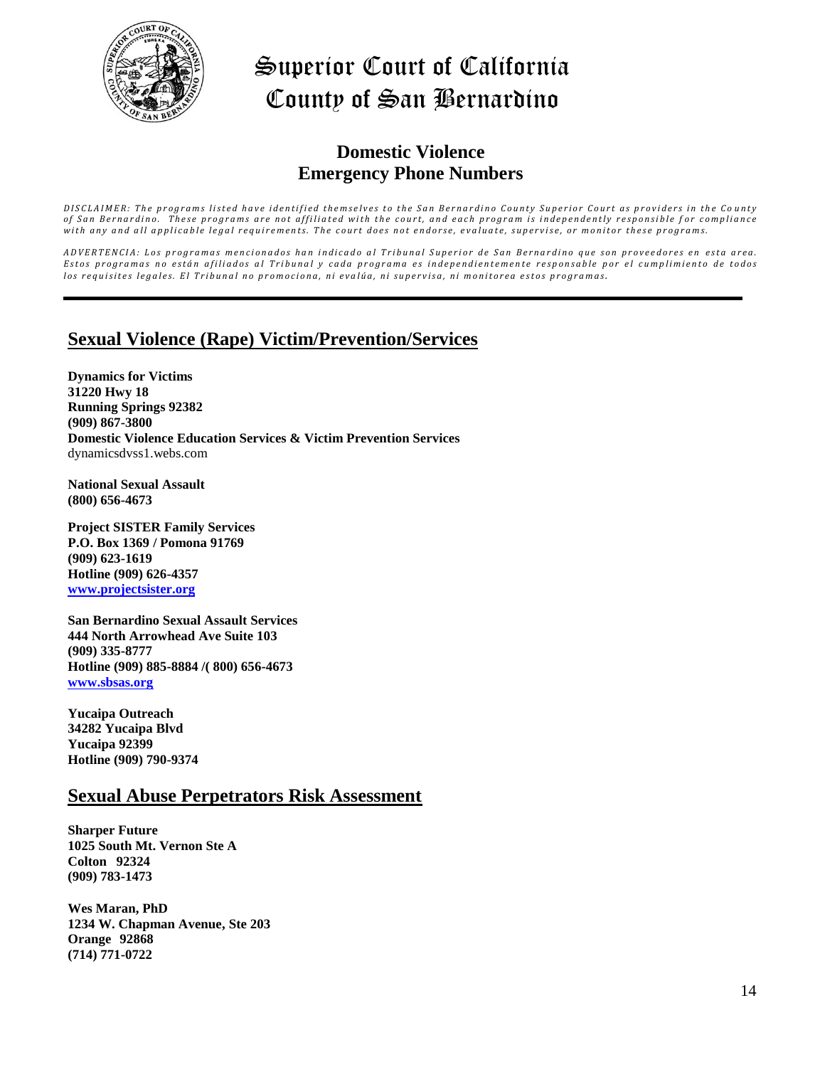# Superior Court of California
# County of San Bernardino

## Domestic Violence
## Emergency Phone Numbers

*DISCLAIMER: The programs listed have identified themselves to the San Bernardino County Superior Court as providers in the County of San Bernardino. These programs are not affiliated with the court, and each program is independently responsible for compliance with any and all applicable legal requirements. The court does not endorse, evaluate, supervise, or monitor these programs.*

*ADVERTENCIA: Los programas mencionados han indicado al Tribunal Superior de San Bernardino que son proveedores en esta area. Estos programas no están afiliados al Tribunal y cada programa es independientemente responsable por el cumplimiento de todos los requisites legales. El Tribunal no promociona, ni evalúa, ni supervisa, ni monitorea estos programas.*

---

## Sexual Violence (Rape) Victim/Prevention/Services

**Dynamics for Victims**
**31220 Hwy 18**
**Running Springs 92382**
**(909) 867-3800**
**Domestic Violence Education Services & Victim Prevention Services**
dynamicsdvss1.webs.com

**National Sexual Assault**
**(800) 656-4673**

**Project SISTER Family Services**
**P.O. Box 1369 / Pomona 91769**
**(909) 623-1619**
**Hotline (909) 626-4357**
**www.projectsister.org**

**San Bernardino Sexual Assault Services**
**444 North Arrowhead Ave Suite 103**
**(909) 335-8777**
**Hotline (909) 885-8884 /( 800) 656-4673**
**www.sbsas.org**

**Yucaipa Outreach**
**34282 Yucaipa Blvd**
**Yucaipa 92399**
**Hotline (909) 790-9374**

## Sexual Abuse Perpetrators Risk Assessment

**Sharper Future**
**1025 South Mt. Vernon Ste A**
**Colton 92324**
**(909) 783-1473**

**Wes Maran, PhD**
**1234 W. Chapman Avenue, Ste 203**
**Orange 92868**
**(714) 771-0722**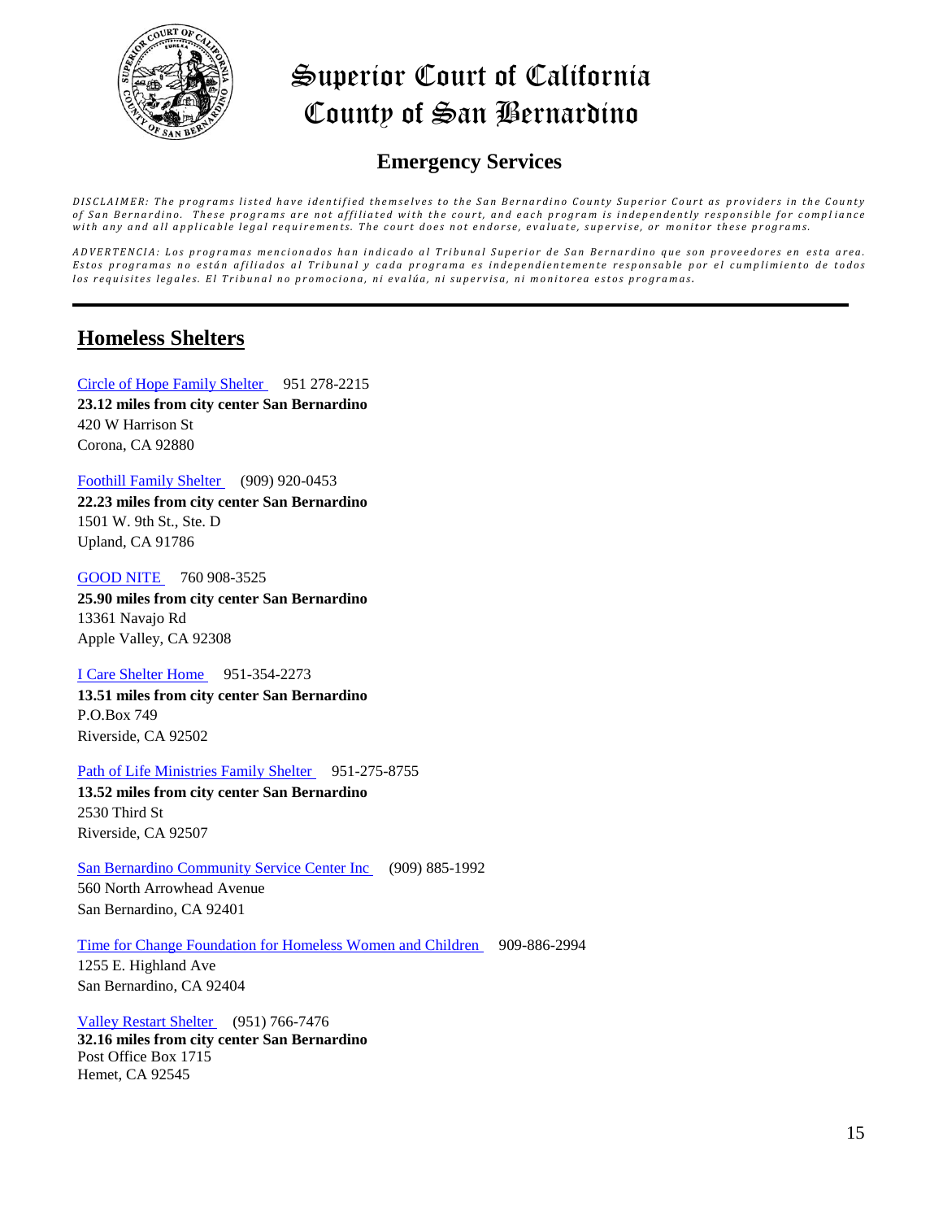# Superior Court of California County of San Bernardino

## Emergency Services

*DISCLAIMER: The programs listed have identified themselves to the San Bernardino County Superior Court as providers in the County of San Bernardino. These programs are not affiliated with the court, and each program is independently responsible for compliance with any and all applicable legal requirements. The court does not endorse, evaluate, supervise, or monitor these programs.*

*ADVERTENCIA: Los programas mencionados han indicado al Tribunal Superior de San Bernardino que son proveedores en esta area. Estos programas no están afiliados al Tribunal y cada programa es independientemente responsable por el cumplimiento de todos los requisitos legales. El Tribunal no promociona, ni evalúa, ni supervisa, ni monitorea estos programas.*

---

## Homeless Shelters

Circle of Hope Family Shelter 951 278-2215
**23.12 miles from city center San Bernardino**
420 W Harrison St
Corona, CA 92880

Foothill Family Shelter (909) 920-0453
**22.23 miles from city center San Bernardino**
1501 W. 9th St., Ste. D
Upland, CA 91786

GOOD NITE 760 908-3525
**25.90 miles from city center San Bernardino**
13361 Navajo Rd
Apple Valley, CA 92308

I Care Shelter Home 951-354-2273
**13.51 miles from city center San Bernardino**
P.O.Box 749
Riverside, CA 92502

Path of Life Ministries Family Shelter 951-275-8755
**13.52 miles from city center San Bernardino**
2530 Third St
Riverside, CA 92507

San Bernardino Community Service Center Inc (909) 885-1992
560 North Arrowhead Avenue
San Bernardino, CA 92401

Time for Change Foundation for Homeless Women and Children 909-886-2994
1255 E. Highland Ave
San Bernardino, CA 92404

Valley Restart Shelter (951) 766-7476
**32.16 miles from city center San Bernardino**
Post Office Box 1715
Hemet, CA 92545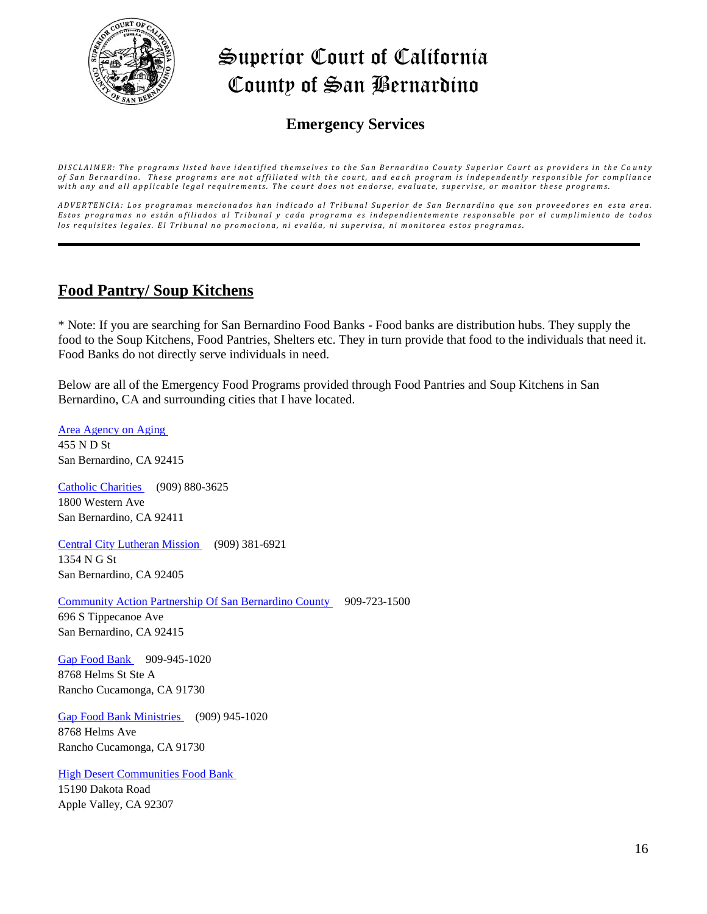# Superior Court of California
# County of San Bernardino

## Emergency Services

*DISCLAIMER: The programs listed have identified themselves to the San Bernardino County Superior Court as providers in the County of San Bernardino. These programs are not affiliated with the court, and each program is independently responsible for compliance with any and all applicable legal requirements. The court does not endorse, evaluate, supervise, or monitor these programs.*

*ADVERTENCIA: Los programas mencionados han indicado al Tribunal Superior de San Bernardino que son proveedores en esta area. Estos programas no están afiliados al Tribunal y cada programa es independientemente responsable por el cumplimiento de todos los requisites legales. El Tribunal no promociona, ni evalúa, ni supervisa, ni monitorea estos programas.*

---

## Food Pantry/ Soup Kitchens

* Note: If you are searching for San Bernardino Food Banks - Food banks are distribution hubs. They supply the food to the Soup Kitchens, Food Pantries, Shelters etc. They in turn provide that food to the individuals that need it. Food Banks do not directly serve individuals in need.

Below are all of the Emergency Food Programs provided through Food Pantries and Soup Kitchens in San Bernardino, CA and surrounding cities that I have located.

Area Agency on Aging
455 N D St
San Bernardino, CA 92415

Catholic Charities (909) 880-3625
1800 Western Ave
San Bernardino, CA 92411

Central City Lutheran Mission (909) 381-6921
1354 N G St
San Bernardino, CA 92405

Community Action Partnership Of San Bernardino County 909-723-1500
696 S Tippecanoe Ave
San Bernardino, CA 92415

Gap Food Bank 909-945-1020
8768 Helms St Ste A
Rancho Cucamonga, CA 91730

Gap Food Bank Ministries (909) 945-1020
8768 Helms Ave
Rancho Cucamonga, CA 91730

High Desert Communities Food Bank
15190 Dakota Road
Apple Valley, CA 92307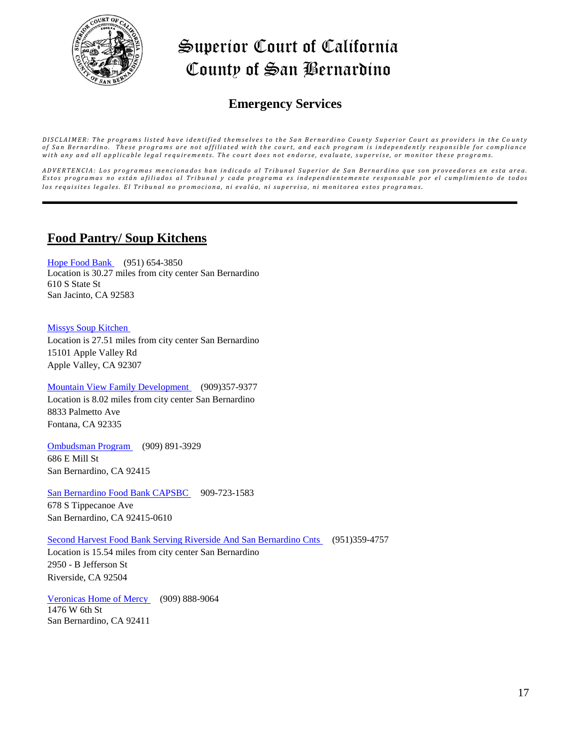# Superior Court of California
# County of San Bernardino

## Emergency Services

*DISCLAIMER: The programs listed have identified themselves to the San Bernardino County Superior Court as providers in the County of San Bernardino. These programs are not affiliated with the court, and each program is independently responsible for compliance with any and all applicable legal requirements. The court does not endorse, evaluate, supervise, or monitor these programs.*

*ADVERTENCIA: Los programas mencionados han indicado al Tribunal Superior de San Bernardino que son proveedores en esta area. Estos programas no están afiliados al Tribunal y cada programa es independientemente responsable por el cumplimiento de todos los requisites legales. El Tribunal no promociona, ni evalúa, ni supervisa, ni monitorea estos programas.*

---

## Food Pantry/ Soup Kitchens

Hope Food Bank (951) 654-3850
Location is 30.27 miles from city center San Bernardino
610 S State St
San Jacinto, CA 92583

Missys Soup Kitchen
Location is 27.51 miles from city center San Bernardino
15101 Apple Valley Rd
Apple Valley, CA 92307

Mountain View Family Development (909)357-9377
Location is 8.02 miles from city center San Bernardino
8833 Palmetto Ave
Fontana, CA 92335

Ombudsman Program (909) 891-3929
686 E Mill St
San Bernardino, CA 92415

San Bernardino Food Bank CAPSBC 909-723-1583
678 S Tippecanoe Ave
San Bernardino, CA 92415-0610

Second Harvest Food Bank Serving Riverside And San Bernardino Cnts (951)359-4757
Location is 15.54 miles from city center San Bernardino
2950 - B Jefferson St
Riverside, CA 92504

Veronicas Home of Mercy (909) 888-9064
1476 W 6th St
San Bernardino, CA 92411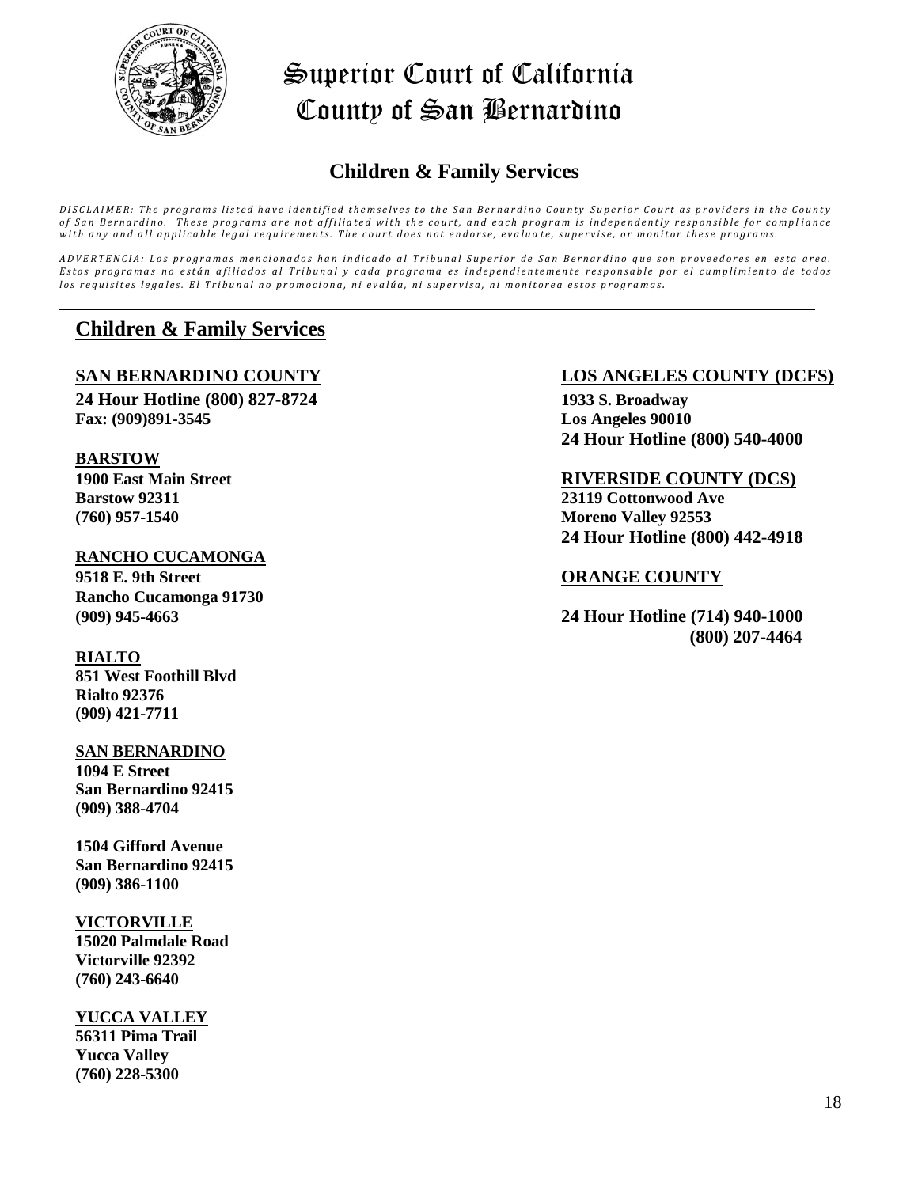# Superior Court of California
# County of San Bernardino

## Children & Family Services

*DISCLAIMER: The programs listed have identified themselves to the San Bernardino County Superior Court as providers in the County of San Bernardino. These programs are not affiliated with the court, and each program is independently responsible for compliance with any and all applicable legal requirements. The court does not endorse, evaluate, supervise, or monitor these programs.*

*ADVERTENCIA: Los programas mencionados han indicado al Tribunal Superior de San Bernardino que son proveedores en esta area. Estos programas no están afiliados al Tribunal y cada programa es independientemente responsable por el cumplimiento de todos los requisites legales. El Tribunal no promociona, ni evalúa, ni supervisa, ni monitorea estos programas.*

---

## Children & Family Services

### SAN BERNARDINO COUNTY

**24 Hour Hotline (800) 827-8724**
**Fax: (909)891-3545**

### BARSTOW

**1900 East Main Street**
**Barstow 92311**
**(760) 957-1540**

### RANCHO CUCAMONGA

**9518 E. 9th Street**
**Rancho Cucamonga 91730**
**(909) 945-4663**

### RIALTO

**851 West Foothill Blvd**
**Rialto 92376**
**(909) 421-7711**

### SAN BERNARDINO

**1094 E Street**
**San Bernardino 92415**
**(909) 388-4704**

**1504 Gifford Avenue**
**San Bernardino 92415**
**(909) 386-1100**

### VICTORVILLE

**15020 Palmdale Road**
**Victorville 92392**
**(760) 243-6640**

### YUCCA VALLEY

**56311 Pima Trail**
**Yucca Valley**
**(760) 228-5300**

### LOS ANGELES COUNTY (DCFS)

**1933 S. Broadway**
**Los Angeles 90010**
**24 Hour Hotline (800) 540-4000**

### RIVERSIDE COUNTY (DCS)

**23119 Cottonwood Ave**
**Moreno Valley 92553**
**24 Hour Hotline (800) 442-4918**

### ORANGE COUNTY

**24 Hour Hotline (714) 940-1000**
**(800) 207-4464**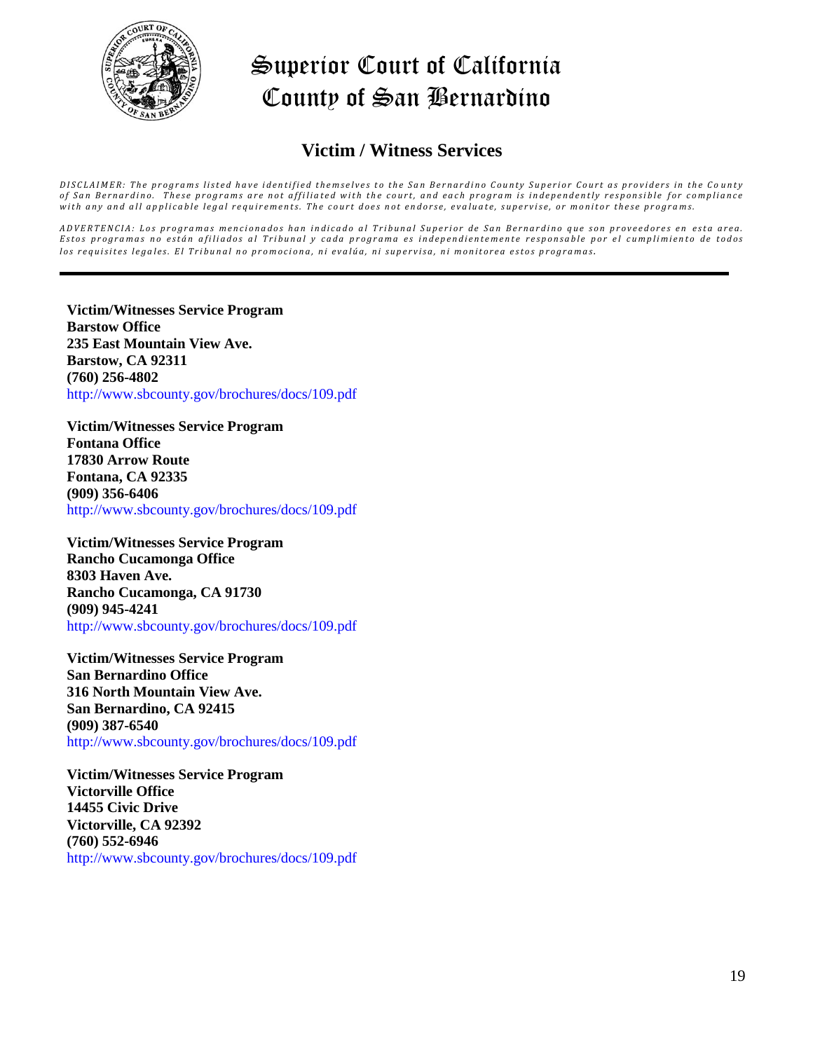# Superior Court of California County of San Bernardino

## Victim / Witness Services

*DISCLAIMER: The programs listed have identified themselves to the San Bernardino County Superior Court as providers in the County of San Bernardino. These programs are not affiliated with the court, and each program is independently responsible for compliance with any and all applicable legal requirements. The court does not endorse, evaluate, supervise, or monitor these programs.*

*ADVERTENCIA: Los programas mencionados han indicado al Tribunal Superior de San Bernardino que son proveedores en esta area. Estos programas no están afiliados al Tribunal y cada programa es independientemente responsable por el cumplimiento de todos los requisites legales. El Tribunal no promociona, ni evalúa, ni supervisa, ni monitorea estos programas.*

---

**Victim/Witnesses Service Program**
**Barstow Office**
**235 East Mountain View Ave.**
**Barstow, CA 92311**
**(760) 256-4802**
http://www.sbcounty.gov/brochures/docs/109.pdf

**Victim/Witnesses Service Program**
**Fontana Office**
**17830 Arrow Route**
**Fontana, CA 92335**
**(909) 356-6406**
http://www.sbcounty.gov/brochures/docs/109.pdf

**Victim/Witnesses Service Program**
**Rancho Cucamonga Office**
**8303 Haven Ave.**
**Rancho Cucamonga, CA 91730**
**(909) 945-4241**
http://www.sbcounty.gov/brochures/docs/109.pdf

**Victim/Witnesses Service Program**
**San Bernardino Office**
**316 North Mountain View Ave.**
**San Bernardino, CA 92415**
**(909) 387-6540**
http://www.sbcounty.gov/brochures/docs/109.pdf

**Victim/Witnesses Service Program**
**Victorville Office**
**14455 Civic Drive**
**Victorville, CA 92392**
**(760) 552-6946**
http://www.sbcounty.gov/brochures/docs/109.pdf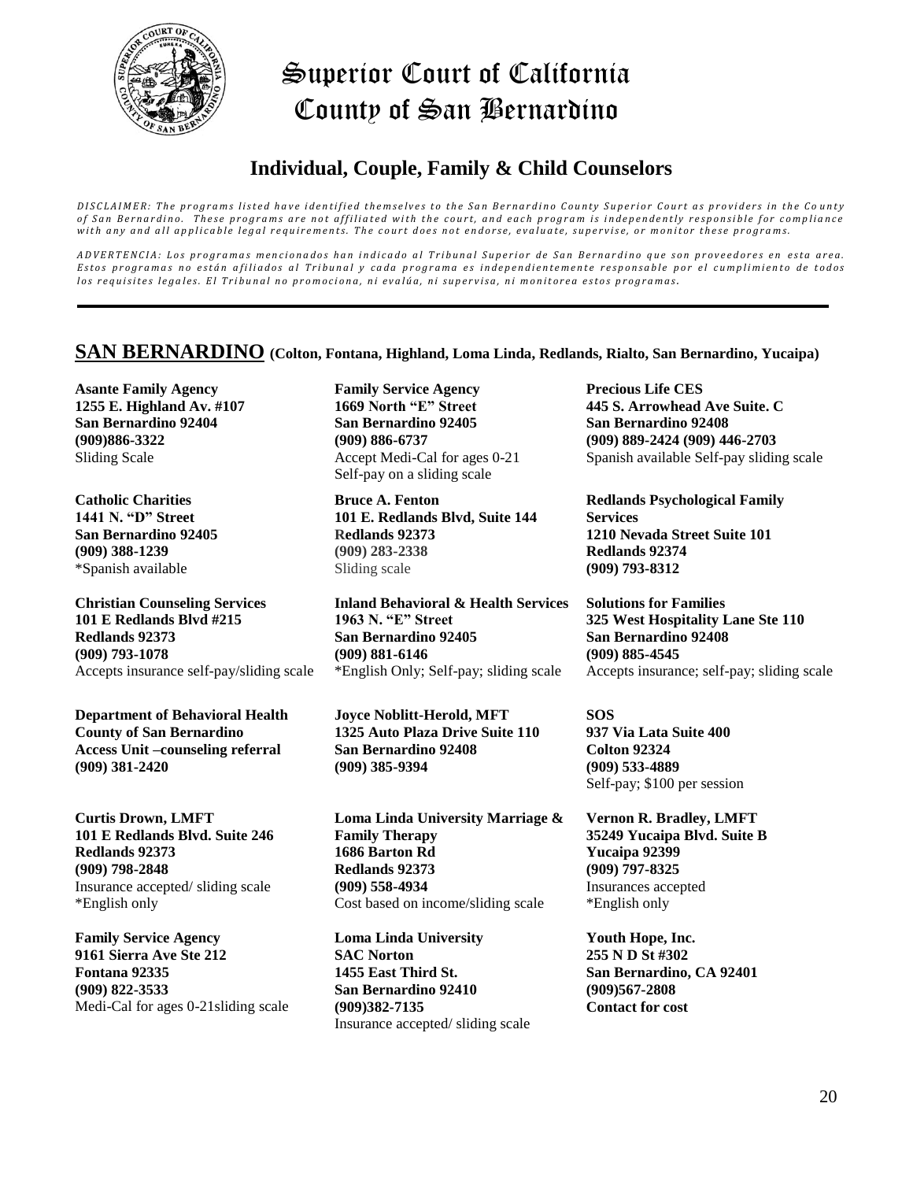# Superior Court of California County of San Bernardino

## Individual, Couple, Family & Child Counselors

*DISCLAIMER: The programs listed have identified themselves to the San Bernardino County Superior Court as providers in the County of San Bernardino. These programs are not affiliated with the court, and each program is independently responsible for compliance with any and all applicable legal requirements. The court does not endorse, evaluate, supervise, or monitor these programs.*

*ADVERTENCIA: Los programas mencionados han indicado al Tribunal Superior de San Bernardino que son proveedores en esta area. Estos programas no están afiliados al Tribunal y cada programa es independientemente responsable por el cumplimiento de todos los requisites legales. El Tribunal no promociona, ni evalúa, ni supervisa, ni monitorea estos programas.*

---

## SAN BERNARDINO (Colton, Fontana, Highland, Loma Linda, Redlands, Rialto, San Bernardino, Yucaipa)

**Asante Family Agency**
**1255 E. Highland Av. #107**
**San Bernardino 92404**
**(909)886-3322**
Sliding Scale

**Catholic Charities**
**1441 N. "D" Street**
**San Bernardino 92405**
**(909) 388-1239**
*Spanish available

**Christian Counseling Services**
**101 E Redlands Blvd #215**
**Redlands 92373**
**(909) 793-1078**
Accepts insurance self-pay/sliding scale

**Department of Behavioral Health**
**County of San Bernardino**
**Access Unit –counseling referral**
**(909) 381-2420**

**Curtis Drown, LMFT**
**101 E Redlands Blvd. Suite 246**
**Redlands 92373**
**(909) 798-2848**
Insurance accepted/ sliding scale
*English only

**Family Service Agency**
**9161 Sierra Ave Ste 212**
**Fontana 92335**
**(909) 822-3533**
Medi-Cal for ages 0-21sliding scale

**Family Service Agency**
**1669 North "E" Street**
**San Bernardino 92405**
**(909) 886-6737**
Accept Medi-Cal for ages 0-21
Self-pay on a sliding scale

**Bruce A. Fenton**
**101 E. Redlands Blvd, Suite 144**
**Redlands 92373**
**(909) 283-2338**
Sliding scale

**Inland Behavioral & Health Services**
**1963 N. "E" Street**
**San Bernardino 92405**
**(909) 881-6146**
*English Only; Self-pay; sliding scale

**Joyce Noblitt-Herold, MFT**
**1325 Auto Plaza Drive Suite 110**
**San Bernardino 92408**
**(909) 385-9394**

**Loma Linda University Marriage & Family Therapy**
**1686 Barton Rd**
**Redlands 92373**
**(909) 558-4934**
Cost based on income/sliding scale

**Loma Linda University**
**SAC Norton**
**1455 East Third St.**
**San Bernardino 92410**
**(909)382-7135**
Insurance accepted/ sliding scale

**Precious Life CES**
**445 S. Arrowhead Ave Suite. C**
**San Bernardino 92408**
**(909) 889-2424 (909) 446-2703**
Spanish available Self-pay sliding scale

**Redlands Psychological Family Services**
**1210 Nevada Street Suite 101**
**Redlands 92374**
**(909) 793-8312**

**Solutions for Families**
**325 West Hospitality Lane Ste 110**
**San Bernardino 92408**
**(909) 885-4545**
Accepts insurance; self-pay; sliding scale

**SOS**
**937 Via Lata Suite 400**
**Colton 92324**
**(909) 533-4889**
Self-pay; $100 per session

**Vernon R. Bradley, LMFT**
**35249 Yucaipa Blvd. Suite B**
**Yucaipa 92399**
**(909) 797-8325**
Insurances accepted
*English only

**Youth Hope, Inc.**
**255 N D St #302**
**San Bernardino, CA 92401**
**(909)567-2808**
**Contact for cost**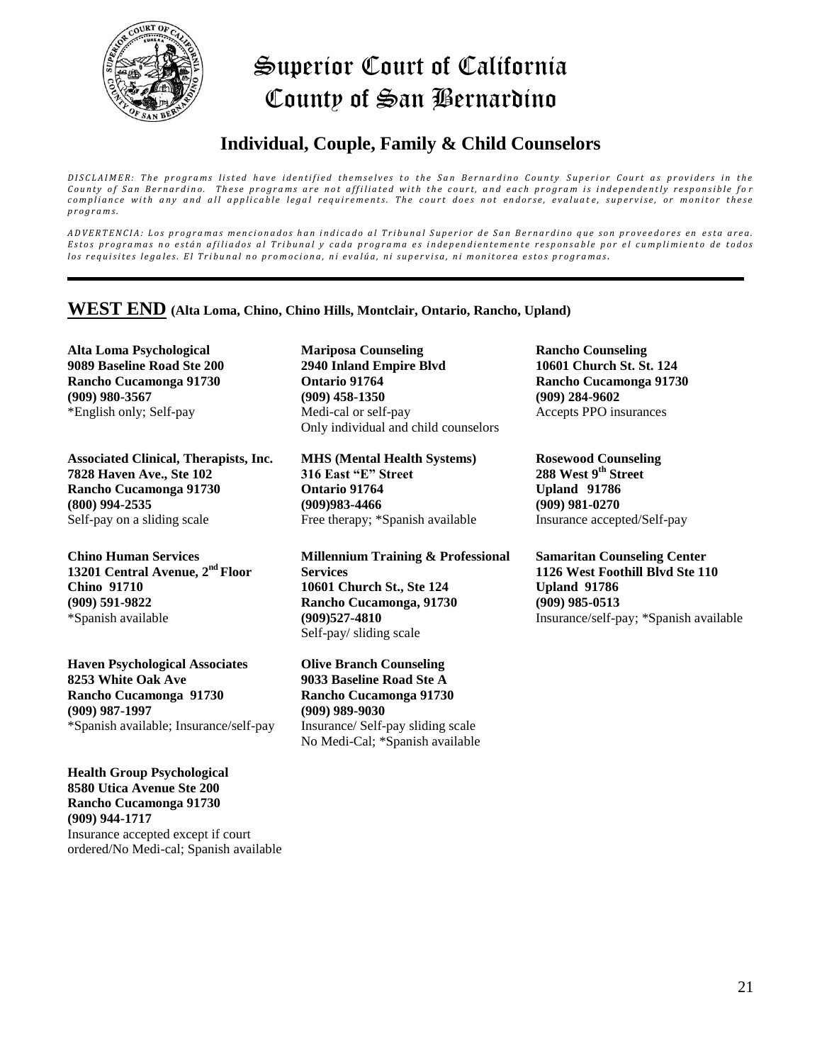# Superior Court of California County of San Bernardino

## Individual, Couple, Family & Child Counselors

*DISCLAIMER: The programs listed have identified themselves to the San Bernardino County Superior Court as providers in the County of San Bernardino. These programs are not affiliated with the court, and each program is independently responsible for compliance with any and all applicable legal requirements. The court does not endorse, evaluate, supervise, or monitor these programs.*

*ADVERTENCIA: Los programas mencionados han indicado al Tribunal Superior de San Bernardino que son proveedores en esta area. Estos programas no están afiliados al Tribunal y cada programa es independientemente responsable por el cumplimiento de todos los requisites legales. El Tribunal no promociona, ni evalúa, ni supervisa, ni monitorea estos programas.*

---

## WEST END (Alta Loma, Chino, Chino Hills, Montclair, Ontario, Rancho, Upland)

**Alta Loma Psychological**
**9089 Baseline Road Ste 200**
**Rancho Cucamonga 91730**
**(909) 980-3567**
*English only; Self-pay

**Associated Clinical, Therapists, Inc.**
**7828 Haven Ave., Ste 102**
**Rancho Cucamonga 91730**
**(800) 994-2535**
Self-pay on a sliding scale

**Chino Human Services**
**13201 Central Avenue, 2nd Floor**
**Chino 91710**
**(909) 591-9822**
*Spanish available

**Haven Psychological Associates**
**8253 White Oak Ave**
**Rancho Cucamonga 91730**
**(909) 987-1997**
*Spanish available; Insurance/self-pay

**Health Group Psychological**
**8580 Utica Avenue Ste 200**
**Rancho Cucamonga 91730**
**(909) 944-1717**
Insurance accepted except if court ordered/No Medi-cal; Spanish available

**Mariposa Counseling**
**2940 Inland Empire Blvd**
**Ontario 91764**
**(909) 458-1350**
Medi-cal or self-pay
Only individual and child counselors

**MHS (Mental Health Systems)**
**316 East "E" Street**
**Ontario 91764**
**(909)983-4466**
Free therapy; *Spanish available

**Millennium Training & Professional Services**
**10601 Church St., Ste 124**
**Rancho Cucamonga, 91730**
**(909)527-4810**
Self-pay/ sliding scale

**Olive Branch Counseling**
**9033 Baseline Road Ste A**
**Rancho Cucamonga 91730**
**(909) 989-9030**
Insurance/ Self-pay sliding scale
No Medi-Cal; *Spanish available

**Rancho Counseling**
**10601 Church St. St. 124**
**Rancho Cucamonga 91730**
**(909) 284-9602**
Accepts PPO insurances

**Rosewood Counseling**
**288 West 9th Street**
**Upland 91786**
**(909) 981-0270**
Insurance accepted/Self-pay

**Samaritan Counseling Center**
**1126 West Foothill Blvd Ste 110**
**Upland 91786**
**(909) 985-0513**
Insurance/self-pay; *Spanish available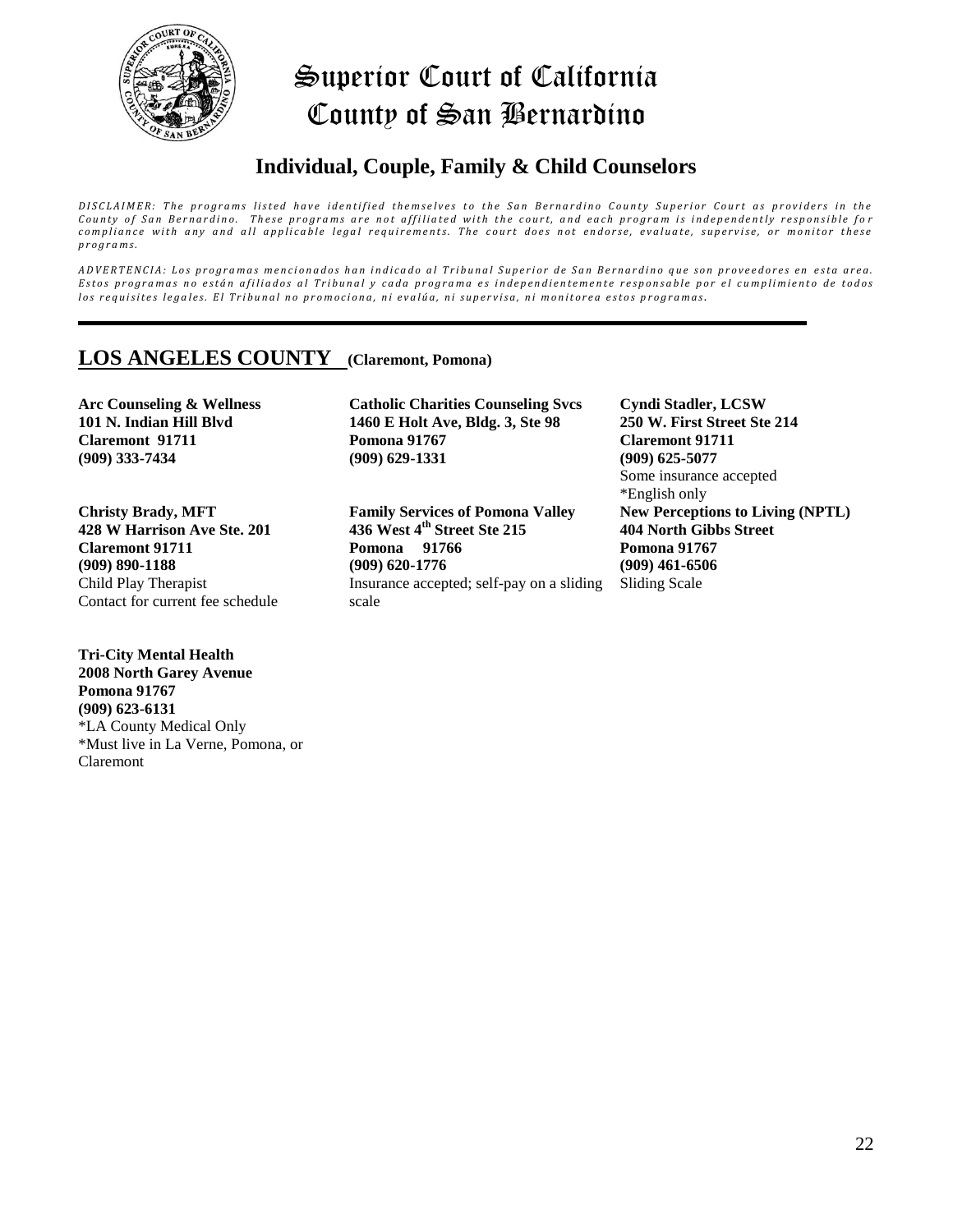# Superior Court of California County of San Bernardino

## Individual, Couple, Family & Child Counselors

*DISCLAIMER: The programs listed have identified themselves to the San Bernardino County Superior Court as providers in the County of San Bernardino. These programs are not affiliated with the court, and each program is independently responsible for compliance with any and all applicable legal requirements. The court does not endorse, evaluate, supervise, or monitor these programs.*

*ADVERTENCIA: Los programas mencionados han indicado al Tribunal Superior de San Bernardino que son proveedores en esta area. Estos programas no están afiliados al Tribunal y cada programa es independientemente responsable por el cumplimiento de todos los requisites legales. El Tribunal no promociona, ni evalúa, ni supervisa, ni monitorea estos programas.*

---

## LOS ANGELES COUNTY (Claremont, Pomona)

**Arc Counseling & Wellness**
**101 N. Indian Hill Blvd**
**Claremont 91711**
**(909) 333-7434**

**Catholic Charities Counseling Svcs**
**1460 E Holt Ave, Bldg. 3, Ste 98**
**Pomona 91767**
**(909) 629-1331**

**Cyndi Stadler, LCSW**
**250 W. First Street Ste 214**
**Claremont 91711**
**(909) 625-5077**
Some insurance accepted
*English only

**Christy Brady, MFT**
**428 W Harrison Ave Ste. 201**
**Claremont 91711**
**(909) 890-1188**
Child Play Therapist
Contact for current fee schedule

**Family Services of Pomona Valley**
**436 West 4th Street Ste 215**
**Pomona 91766**
**(909) 620-1776**
Insurance accepted; self-pay on a sliding scale

**New Perceptions to Living (NPTL)**
**404 North Gibbs Street**
**Pomona 91767**
**(909) 461-6506**
Sliding Scale

**Tri-City Mental Health**
**2008 North Garey Avenue**
**Pomona 91767**
**(909) 623-6131**
*LA County Medical Only
*Must live in La Verne, Pomona, or Claremont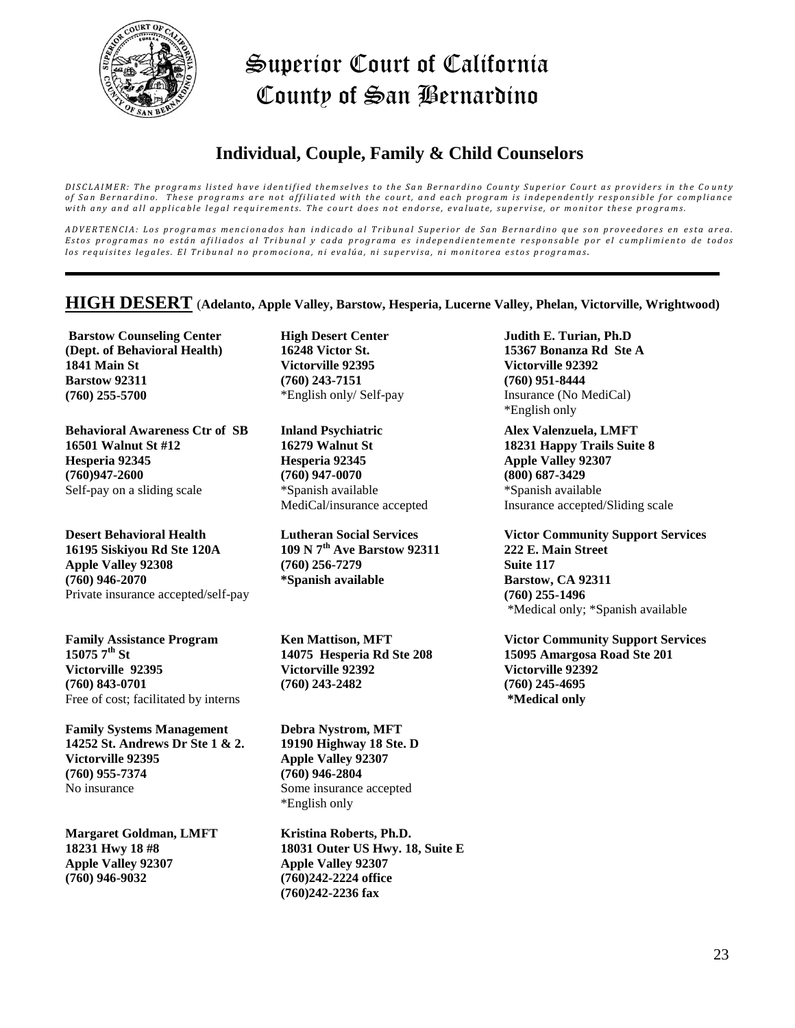# Superior Court of California
# County of San Bernardino

## Individual, Couple, Family & Child Counselors

*DISCLAIMER: The programs listed have identified themselves to the San Bernardino County Superior Court as providers in the County of San Bernardino. These programs are not affiliated with the court, and each program is independently responsible for compliance with any and all applicable legal requirements. The court does not endorse, evaluate, supervise, or monitor these programs.*

*ADVERTENCIA: Los programas mencionados han indicado al Tribunal Superior de San Bernardino que son proveedores en esta area. Estos programas no están afiliados al Tribunal y cada programa es independientemente responsable por el cumplimiento de todos los requisites legales. El Tribunal no promociona, ni evalúa, ni supervisa, ni monitorea estos programas.*

---

## HIGH DESERT (Adelanto, Apple Valley, Barstow, Hesperia, Lucerne Valley, Phelan, Victorville, Wrightwood)

**Barstow Counseling Center**
**(Dept. of Behavioral Health)**
**1841 Main St**
**Barstow 92311**
**(760) 255-5700**

**Behavioral Awareness Ctr of SB**
**16501 Walnut St #12**
**Hesperia 92345**
**(760)947-2600**
Self-pay on a sliding scale

**Desert Behavioral Health**
**16195 Siskiyou Rd Ste 120A**
**Apple Valley 92308**
**(760) 946-2070**
Private insurance accepted/self-pay

**Family Assistance Program**
**15075 7th St**
**Victorville 92395**
**(760) 843-0701**
Free of cost; facilitated by interns

**Family Systems Management**
**14252 St. Andrews Dr Ste 1 & 2.**
**Victorville 92395**
**(760) 955-7374**
No insurance

**Margaret Goldman, LMFT**
**18231 Hwy 18 #8**
**Apple Valley 92307**
**(760) 946-9032**

**High Desert Center**
**16248 Victor St.**
**Victorville 92395**
**(760) 243-7151**
*English only/ Self-pay

**Inland Psychiatric**
**16279 Walnut St**
**Hesperia 92345**
**(760) 947-0070**
*Spanish available
MediCal/insurance accepted

**Lutheran Social Services**
**109 N 7th Ave Barstow 92311**
**(760) 256-7279**
***Spanish available**

**Ken Mattison, MFT**
**14075 Hesperia Rd Ste 208**
**Victorville 92392**
**(760) 243-2482**

**Debra Nystrom, MFT**
**19190 Highway 18 Ste. D**
**Apple Valley 92307**
**(760) 946-2804**
Some insurance accepted
*English only

**Kristina Roberts, Ph.D.**
**18031 Outer US Hwy. 18, Suite E**
**Apple Valley 92307**
**(760)242-2224 office**
**(760)242-2236 fax**

**Judith E. Turian, Ph.D**
**15367 Bonanza Rd Ste A**
**Victorville 92392**
**(760) 951-8444**
Insurance (No MediCal)
*English only

**Alex Valenzuela, LMFT**
**18231 Happy Trails Suite 8**
**Apple Valley 92307**
**(800) 687-3429**
*Spanish available
Insurance accepted/Sliding scale

**Victor Community Support Services**
**222 E. Main Street**
**Suite 117**
**Barstow, CA 92311**
**(760) 255-1496**
*Medical only; *Spanish available

**Victor Community Support Services**
**15095 Amargosa Road Ste 201**
**Victorville 92392**
**(760) 245-4695**
***Medical only**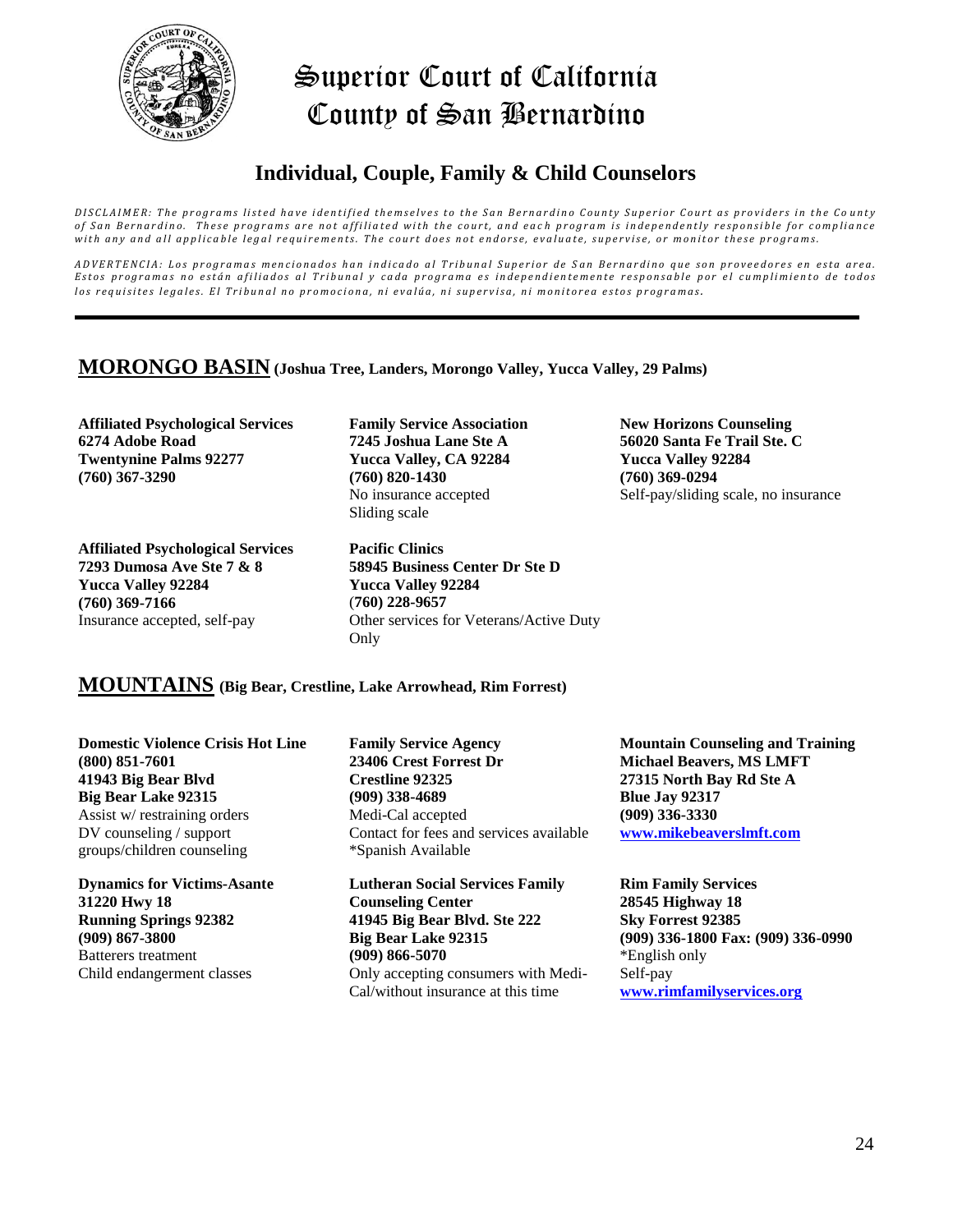# Superior Court of California County of San Bernardino

## Individual, Couple, Family & Child Counselors

*DISCLAIMER: The programs listed have identified themselves to the San Bernardino County Superior Court as providers in the County of San Bernardino. These programs are not affiliated with the court, and each program is independently responsible for compliance with any and all applicable legal requirements. The court does not endorse, evaluate, supervise, or monitor these programs.*

*ADVERTENCIA: Los programas mencionados han indicado al Tribunal Superior de San Bernardino que son proveedores en esta area. Estos programas no están afiliados al Tribunal y cada programa es independientemente responsable por el cumplimiento de todos los requisites legales. El Tribunal no promociona, ni evalúa, ni supervisa, ni monitorea estos programas.*

---

## MORONGO BASIN (Joshua Tree, Landers, Morongo Valley, Yucca Valley, 29 Palms)

**Affiliated Psychological Services**
**6274 Adobe Road**
**Twentynine Palms 92277**
**(760) 367-3290**

**Affiliated Psychological Services**
**7293 Dumosa Ave Ste 7 & 8**
**Yucca Valley 92284**
**(760) 369-7166**
Insurance accepted, self-pay

**Family Service Association**
**7245 Joshua Lane Ste A**
**Yucca Valley, CA 92284**
**(760) 820-1430**
No insurance accepted
Sliding scale

**Pacific Clinics**
**58945 Business Center Dr Ste D**
**Yucca Valley 92284**
**(760) 228-9657**
Other services for Veterans/Active Duty Only

**New Horizons Counseling**
**56020 Santa Fe Trail Ste. C**
**Yucca Valley 92284**
**(760) 369-0294**
Self-pay/sliding scale, no insurance

## MOUNTAINS (Big Bear, Crestline, Lake Arrowhead, Rim Forrest)

**Domestic Violence Crisis Hot Line**
**(800) 851-7601**
**41943 Big Bear Blvd**
**Big Bear Lake 92315**
Assist w/ restraining orders
DV counseling / support groups/children counseling

**Dynamics for Victims-Asante**
**31220 Hwy 18**
**Running Springs 92382**
**(909) 867-3800**
Batterers treatment
Child endangerment classes

**Family Service Agency**
**23406 Crest Forrest Dr**
**Crestline 92325**
**(909) 338-4689**
Medi-Cal accepted
Contact for fees and services available
*Spanish Available

**Lutheran Social Services Family Counseling Center**
**41945 Big Bear Blvd. Ste 222**
**Big Bear Lake 92315**
**(909) 866-5070**
Only accepting consumers with Medi-Cal/without insurance at this time

**Mountain Counseling and Training**
**Michael Beavers, MS LMFT**
**27315 North Bay Rd Ste A**
**Blue Jay 92317**
**(909) 336-3330**
**www.mikebeaverslmft.com**

**Rim Family Services**
**28545 Highway 18**
**Sky Forrest 92385**
**(909) 336-1800 Fax: (909) 336-0990**
*English only
Self-pay
**www.rimfamilyservices.org**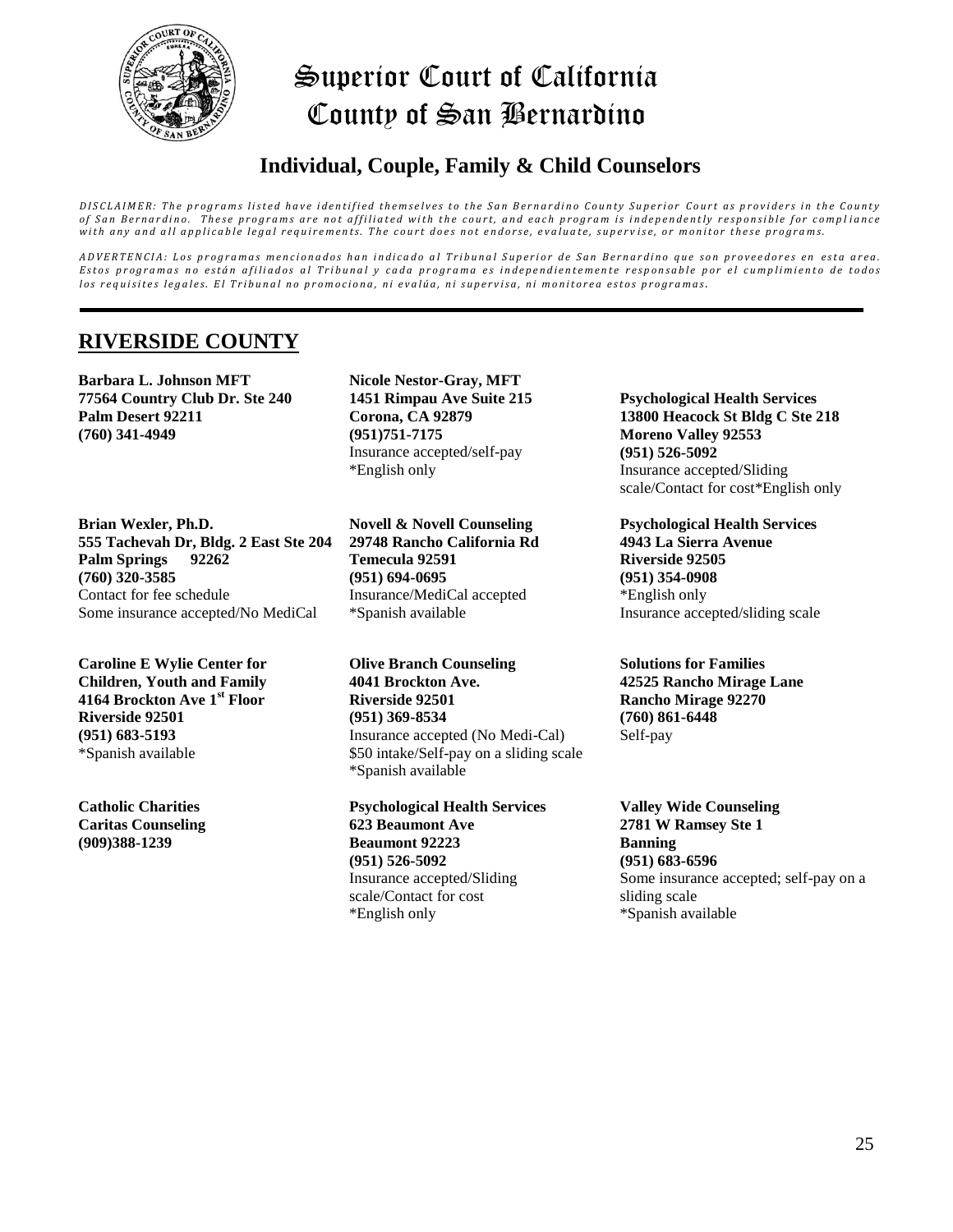# Superior Court of California County of San Bernardino

## Individual, Couple, Family & Child Counselors

*DISCLAIMER: The programs listed have identified themselves to the San Bernardino County Superior Court as providers in the County of San Bernardino. These programs are not affiliated with the court, and each program is independently responsible for compliance with any and all applicable legal requirements. The court does not endorse, evaluate, supervise, or monitor these programs.*

*ADVERTENCIA: Los programas mencionados han indicado al Tribunal Superior de San Bernardino que son proveedores en esta area. Estos programas no están afiliados al Tribunal y cada programa es independientemente responsable por el cumplimiento de todos los requisites legales. El Tribunal no promociona, ni evalúa, ni supervisa, ni monitorea estos programas.*

---

## RIVERSIDE COUNTY

**Barbara L. Johnson MFT**
**77564 Country Club Dr. Ste 240**
**Palm Desert 92211**
**(760) 341-4949**

**Brian Wexler, Ph.D.**
**555 Tachevah Dr, Bldg. 2 East Ste 204**
**Palm Springs 92262**
**(760) 320-3585**
Contact for fee schedule
Some insurance accepted/No MediCal

**Caroline E Wylie Center for Children, Youth and Family**
**4164 Brockton Ave 1st Floor**
**Riverside 92501**
**(951) 683-5193**
*Spanish available

**Catholic Charities**
**Caritas Counseling**
**(909)388-1239**

**Nicole Nestor-Gray, MFT**
**1451 Rimpau Ave Suite 215**
**Corona, CA 92879**
**(951)751-7175**
Insurance accepted/self-pay
*English only

**Novell & Novell Counseling**
**29748 Rancho California Rd**
**Temecula 92591**
**(951) 694-0695**
Insurance/MediCal accepted
*Spanish available

**Olive Branch Counseling**
**4041 Brockton Ave.**
**Riverside 92501**
**(951) 369-8534**
Insurance accepted (No Medi-Cal)
$50 intake/Self-pay on a sliding scale
*Spanish available

**Psychological Health Services**
**623 Beaumont Ave**
**Beaumont 92223**
**(951) 526-5092**
Insurance accepted/Sliding scale/Contact for cost
*English only

**Psychological Health Services**
**13800 Heacock St Bldg C Ste 218**
**Moreno Valley 92553**
**(951) 526-5092**
Insurance accepted/Sliding scale/Contact for cost*English only

**Psychological Health Services**
**4943 La Sierra Avenue**
**Riverside 92505**
**(951) 354-0908**
*English only
Insurance accepted/sliding scale

**Solutions for Families**
**42525 Rancho Mirage Lane**
**Rancho Mirage 92270**
**(760) 861-6448**
Self-pay

**Valley Wide Counseling**
**2781 W Ramsey Ste 1**
**Banning**
**(951) 683-6596**
Some insurance accepted; self-pay on a sliding scale
*Spanish available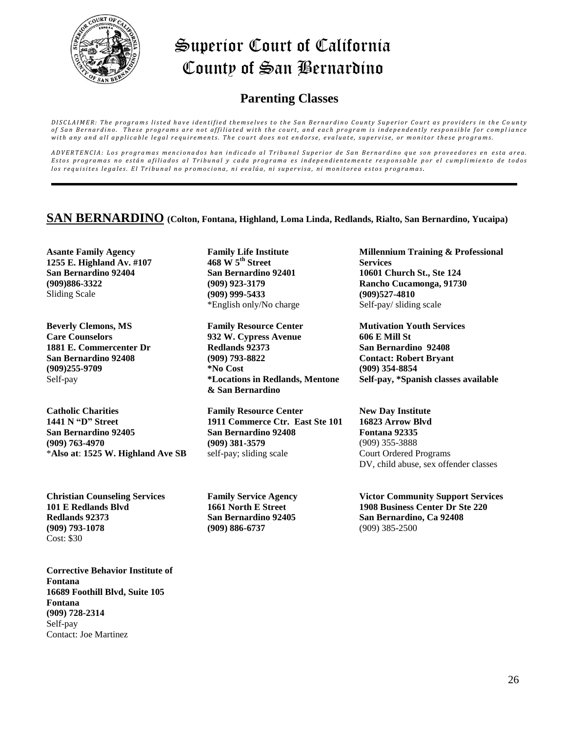# Superior Court of California
# County of San Bernardino

## Parenting Classes

*DISCLAIMER: The programs listed have identified themselves to the San Bernardino County Superior Court as providers in the County of San Bernardino. These programs are not affiliated with the court, and each program is independently responsible for compliance with any and all applicable legal requirements. The court does not endorse, evaluate, supervise, or monitor these programs.*

*ADVERTENCIA: Los programas mencionados han indicado al Tribunal Superior de San Bernardino que son proveedores en esta area. Estos programas no están afiliados al Tribunal y cada programa es independientemente responsable por el cumplimiento de todos los requisites legales. El Tribunal no promociona, ni evalúa, ni supervisa, ni monitorea estos programas.*

---

## SAN BERNARDINO (Colton, Fontana, Highland, Loma Linda, Redlands, Rialto, San Bernardino, Yucaipa)

**Asante Family Agency**
**1255 E. Highland Av. #107**
**San Bernardino 92404**
**(909)886-3322**
Sliding Scale

**Beverly Clemons, MS**
**Care Counselors**
**1881 E. Commercenter Dr**
**San Bernardino 92408**
**(909)255-9709**
Self-pay

**Catholic Charities**
**1441 N "D" Street**
**San Bernardino 92405**
**(909) 763-4970**
\***Also at**: **1525 W. Highland Ave SB**

**Christian Counseling Services**
**101 E Redlands Blvd**
**Redlands 92373**
**(909) 793-1078**
Cost: $30

**Corrective Behavior Institute of Fontana**
**16689 Foothill Blvd, Suite 105**
**Fontana**
**(909) 728-2314**
Self-pay
Contact: Joe Martinez

**Family Life Institute**
**468 W 5th Street**
**San Bernardino 92401**
**(909) 923-3179**
**(909) 999-5433**
*English only/No charge

**Family Resource Center**
**932 W. Cypress Avenue**
**Redlands 92373**
**(909) 793-8822**
**\*No Cost**
**\*Locations in Redlands, Mentone & San Bernardino**

**Family Resource Center**
**1911 Commerce Ctr. East Ste 101**
**San Bernardino 92408**
**(909) 381-3579**
self-pay; sliding scale

**Family Service Agency**
**1661 North E Street**
**San Bernardino 92405**
**(909) 886-6737**

**Millennium Training & Professional Services**
**10601 Church St., Ste 124**
**Rancho Cucamonga, 91730**
**(909)527-4810**
Self-pay/ sliding scale

**Mutivation Youth Services**
**606 E Mill St**
**San Bernardino 92408**
**Contact: Robert Bryant**
**(909) 354-8854**
**Self-pay, \*Spanish classes available**

**New Day Institute**
**16823 Arrow Blvd**
**Fontana 92335**
(909) 355-3888
Court Ordered Programs
DV, child abuse, sex offender classes

**Victor Community Support Services**
**1908 Business Center Dr Ste 220**
**San Bernardino, Ca 92408**
(909) 385-2500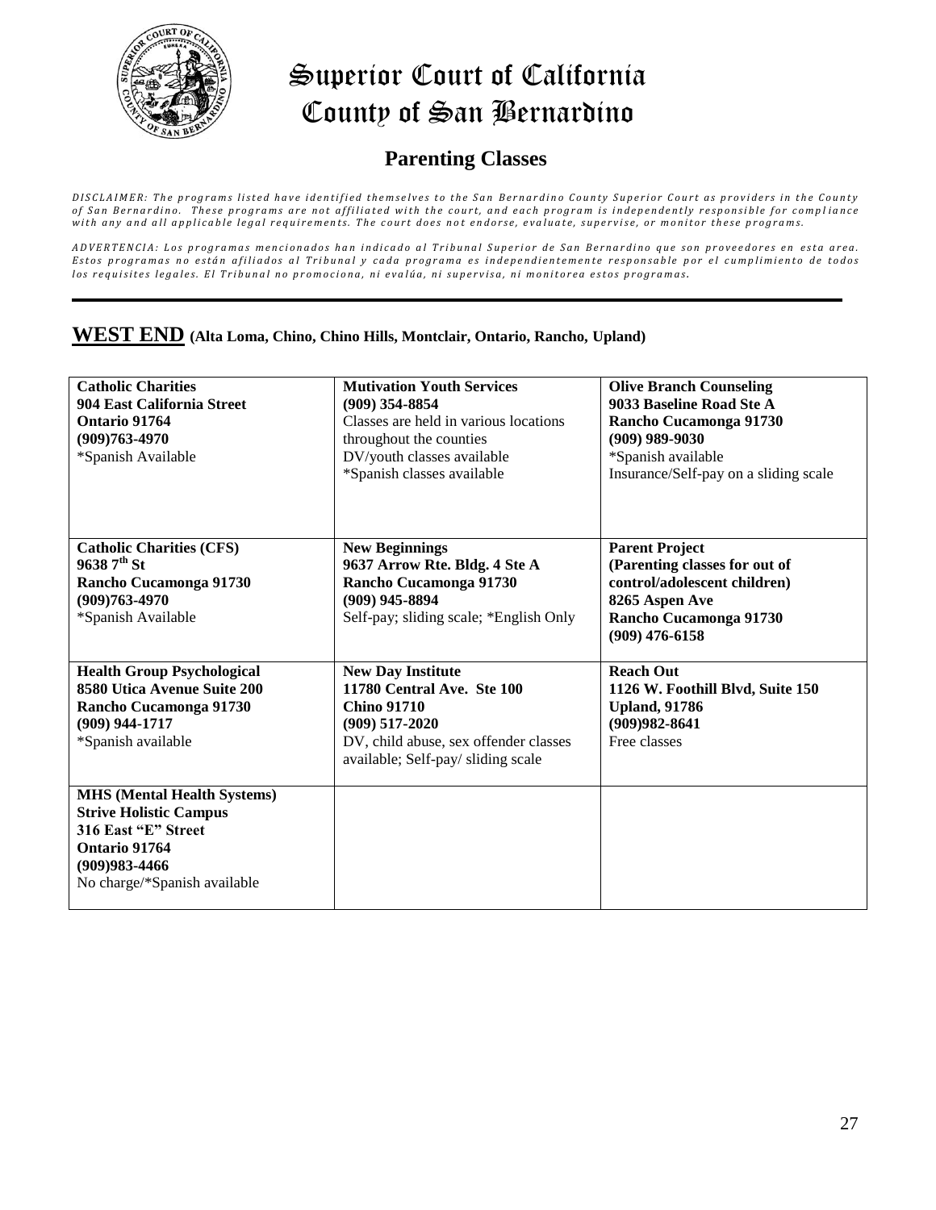# Superior Court of California
# County of San Bernardino

## Parenting Classes

*DISCLAIMER: The programs listed have identified themselves to the San Bernardino County Superior Court as providers in the County of San Bernardino. These programs are not affiliated with the court, and each program is independently responsible for compliance with any and all applicable legal requirements. The court does not endorse, evaluate, supervise, or monitor these programs.*

*ADVERTENCIA: Los programas mencionados han indicado al Tribunal Superior de San Bernardino que son proveedores en esta area. Estos programas no están afiliados al Tribunal y cada programa es independientemente responsable por el cumplimiento de todos los requisites legales. El Tribunal no promociona, ni evalúa, ni supervisa, ni monitorea estos programas.*

---

## WEST END (Alta Loma, Chino, Chino Hills, Montclair, Ontario, Rancho, Upland)

| | | |
|---|---|---|
| **Catholic Charities**<br>**904 East California Street**<br>**Ontario 91764**<br>**(909)763-4970**<br>*Spanish Available | **Mutivation Youth Services**<br>**(909) 354-8854**<br>Classes are held in various locations throughout the counties<br>DV/youth classes available<br>*Spanish classes available | **Olive Branch Counseling**<br>**9033 Baseline Road Ste A**<br>**Rancho Cucamonga 91730**<br>**(909) 989-9030**<br>*Spanish available<br>Insurance/Self-pay on a sliding scale |
| **Catholic Charities (CFS)**<br>**9638 7th St**<br>**Rancho Cucamonga 91730**<br>**(909)763-4970**<br>*Spanish Available | **New Beginnings**<br>**9637 Arrow Rte. Bldg. 4 Ste A**<br>**Rancho Cucamonga 91730**<br>**(909) 945-8894**<br>Self-pay; sliding scale; *English Only | **Parent Project**<br>**(Parenting classes for out of control/adolescent children)**<br>**8265 Aspen Ave**<br>**Rancho Cucamonga 91730**<br>**(909) 476-6158** |
| **Health Group Psychological**<br>**8580 Utica Avenue Suite 200**<br>**Rancho Cucamonga 91730**<br>**(909) 944-1717**<br>*Spanish available | **New Day Institute**<br>**11780 Central Ave. Ste 100**<br>**Chino 91710**<br>**(909) 517-2020**<br>DV, child abuse, sex offender classes available; Self-pay/ sliding scale | **Reach Out**<br>**1126 W. Foothill Blvd, Suite 150**<br>**Upland, 91786**<br>**(909)982-8641**<br>Free classes |
| **MHS (Mental Health Systems)**<br>**Strive Holistic Campus**<br>**316 East "E" Street**<br>**Ontario 91764**<br>**(909)983-4466**<br>No charge/*Spanish available | | |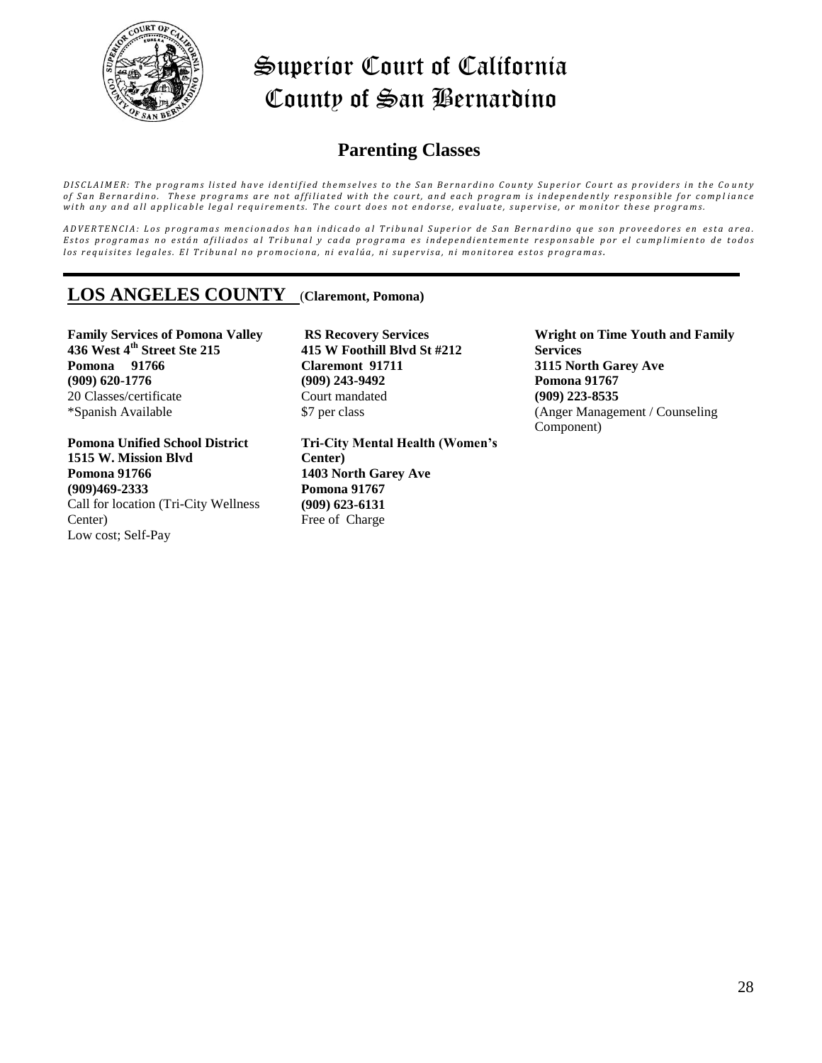# Superior Court of California
# County of San Bernardino

## Parenting Classes

*DISCLAIMER: The programs listed have identified themselves to the San Bernardino County Superior Court as providers in the County of San Bernardino. These programs are not affiliated with the court, and each program is independently responsible for compliance with any and all applicable legal requirements. The court does not endorse, evaluate, supervise, or monitor these programs.*

*ADVERTENCIA: Los programas mencionados han indicado al Tribunal Superior de San Bernardino que son proveedores en esta area. Estos programas no están afiliados al Tribunal y cada programa es independientemente responsable por el cumplimiento de todos los requisites legales. El Tribunal no promociona, ni evalúa, ni supervisa, ni monitorea estos programas.*

---

## LOS ANGELES COUNTY (Claremont, Pomona)

**Family Services of Pomona Valley**
**436 West 4th Street Ste 215**
**Pomona 91766**
**(909) 620-1776**
20 Classes/certificate
*Spanish Available

**Pomona Unified School District**
**1515 W. Mission Blvd**
**Pomona 91766**
**(909)469-2333**
Call for location (Tri-City Wellness Center)
Low cost; Self-Pay

**RS Recovery Services**
**415 W Foothill Blvd St #212**
**Claremont 91711**
**(909) 243-9492**
Court mandated
$7 per class

**Tri-City Mental Health (Women's Center)**
**1403 North Garey Ave**
**Pomona 91767**
**(909) 623-6131**
Free of Charge

**Wright on Time Youth and Family Services**
**3115 North Garey Ave**
**Pomona 91767**
**(909) 223-8535**
(Anger Management / Counseling Component)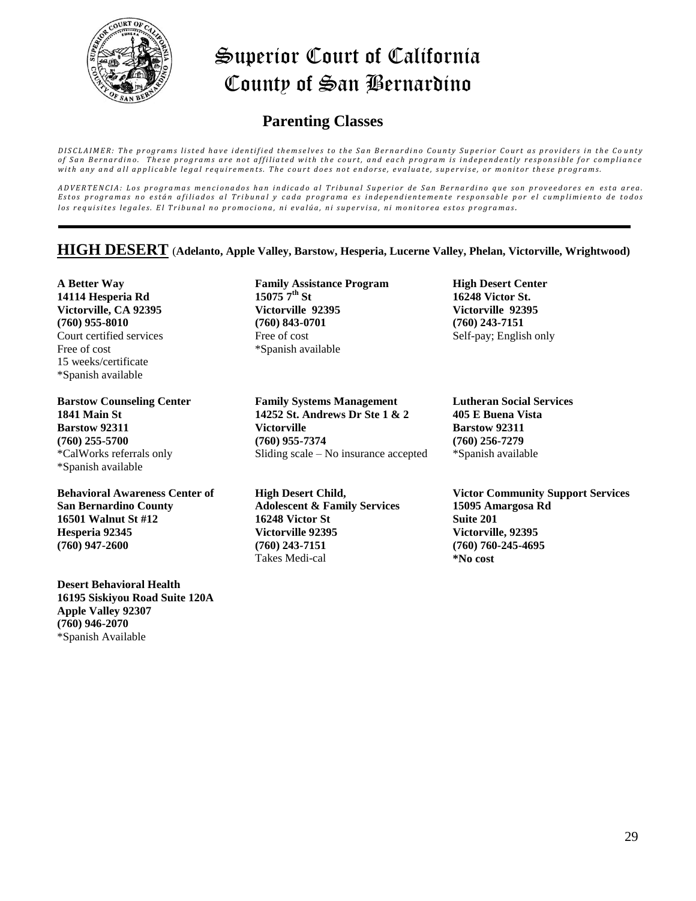# Superior Court of California County of San Bernardino

## Parenting Classes

*DISCLAIMER: The programs listed have identified themselves to the San Bernardino County Superior Court as providers in the County of San Bernardino. These programs are not affiliated with the court, and each program is independently responsible for compliance with any and all applicable legal requirements. The court does not endorse, evaluate, supervise, or monitor these programs.*

*ADVERTENCIA: Los programas mencionados han indicado al Tribunal Superior de San Bernardino que son proveedores en esta area. Estos programas no están afiliados al Tribunal y cada programa es independientemente responsable por el cumplimiento de todos los requisites legales. El Tribunal no promociona, ni evalúa, ni supervisa, ni monitorea estos programas.*

---

## HIGH DESERT (Adelanto, Apple Valley, Barstow, Hesperia, Lucerne Valley, Phelan, Victorville, Wrightwood)

**A Better Way**
**14114 Hesperia Rd**
**Victorville, CA 92395**
**(760) 955-8010**
Court certified services
Free of cost
15 weeks/certificate
*Spanish available

**Barstow Counseling Center**
**1841 Main St**
**Barstow 92311**
**(760) 255-5700**
*CalWorks referrals only
*Spanish available

**Behavioral Awareness Center of San Bernardino County**
**16501 Walnut St #12**
**Hesperia 92345**
**(760) 947-2600**

**Desert Behavioral Health**
**16195 Siskiyou Road Suite 120A**
**Apple Valley 92307**
**(760) 946-2070**
*Spanish Available

**Family Assistance Program**
**15075 7th St**
**Victorville 92395**
**(760) 843-0701**
Free of cost
*Spanish available

**Family Systems Management**
**14252 St. Andrews Dr Ste 1 & 2**
**Victorville**
**(760) 955-7374**
Sliding scale – No insurance accepted

**High Desert Child, Adolescent & Family Services**
**16248 Victor St**
**Victorville 92395**
**(760) 243-7151**
Takes Medi-cal

**High Desert Center**
**16248 Victor St.**
**Victorville 92395**
**(760) 243-7151**
Self-pay; English only

**Lutheran Social Services**
**405 E Buena Vista**
**Barstow 92311**
**(760) 256-7279**
*Spanish available

**Victor Community Support Services**
**15095 Amargosa Rd**
**Suite 201**
**Victorville, 92395**
**(760) 760-245-4695**
***No cost**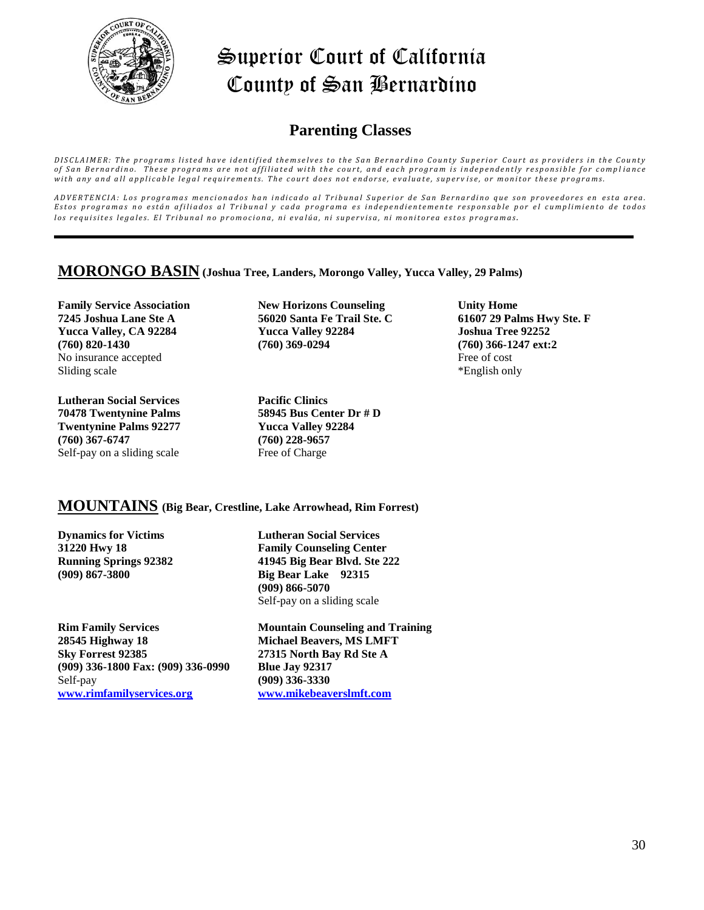# Superior Court of California
# County of San Bernardino

## Parenting Classes

*DISCLAIMER: The programs listed have identified themselves to the San Bernardino County Superior Court as providers in the County of San Bernardino. These programs are not affiliated with the court, and each program is independently responsible for compliance with any and all applicable legal requirements. The court does not endorse, evaluate, supervise, or monitor these programs.*

*ADVERTENCIA: Los programas mencionados han indicado al Tribunal Superior de San Bernardino que son proveedores en esta area. Estos programas no están afiliados al Tribunal y cada programa es independientemente responsable por el cumplimiento de todos los requisites legales. El Tribunal no promociona, ni evalúa, ni supervisa, ni monitorea estos programas.*

---

## MORONGO BASIN (Joshua Tree, Landers, Morongo Valley, Yucca Valley, 29 Palms)

**Family Service Association**
**7245 Joshua Lane Ste A**
**Yucca Valley, CA 92284**
**(760) 820-1430**
No insurance accepted
Sliding scale

**New Horizons Counseling**
**56020 Santa Fe Trail Ste. C**
**Yucca Valley 92284**
**(760) 369-0294**

**Unity Home**
**61607 29 Palms Hwy Ste. F**
**Joshua Tree 92252**
**(760) 366-1247 ext:2**
Free of cost
*English only

**Lutheran Social Services**
**70478 Twentynine Palms**
**Twentynine Palms 92277**
**(760) 367-6747**
Self-pay on a sliding scale

**Pacific Clinics**
**58945 Bus Center Dr # D**
**Yucca Valley 92284**
**(760) 228-9657**
Free of Charge

## MOUNTAINS (Big Bear, Crestline, Lake Arrowhead, Rim Forrest)

**Dynamics for Victims**
**31220 Hwy 18**
**Running Springs 92382**
**(909) 867-3800**

**Lutheran Social Services**
**Family Counseling Center**
**41945 Big Bear Blvd. Ste 222**
**Big Bear Lake 92315**
**(909) 866-5070**
Self-pay on a sliding scale

**Rim Family Services**
**28545 Highway 18**
**Sky Forrest 92385**
**(909) 336-1800 Fax: (909) 336-0990**
Self-pay
**www.rimfamilyservices.org**

**Mountain Counseling and Training**
**Michael Beavers, MS LMFT**
**27315 North Bay Rd Ste A**
**Blue Jay 92317**
**(909) 336-3330**
**www.mikebeaverslmft.com**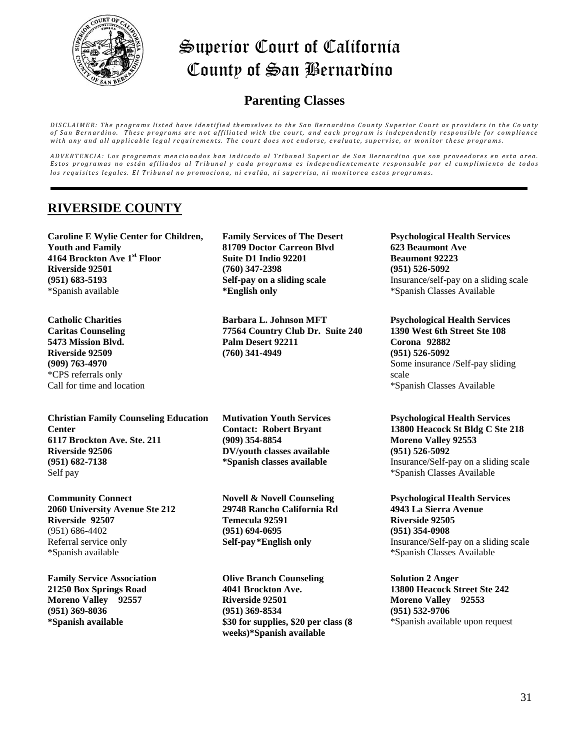# Superior Court of California County of San Bernardino

## Parenting Classes

*DISCLAIMER: The programs listed have identified themselves to the San Bernardino County Superior Court as providers in the County of San Bernardino. These programs are not affiliated with the court, and each program is independently responsible for compliance with any and all applicable legal requirements. The court does not endorse, evaluate, supervise, or monitor these programs.*

*ADVERTENCIA: Los programas mencionados han indicado al Tribunal Superior de San Bernardino que son proveedores en esta area. Estos programas no están afiliados al Tribunal y cada programa es independientemente responsable por el cumplimiento de todos los requisites legales. El Tribunal no promociona, ni evalúa, ni supervisa, ni monitorea estos programas.*

---

## RIVERSIDE COUNTY

**Caroline E Wylie Center for Children, Youth and Family**
**4164 Brockton Ave 1st Floor**
**Riverside 92501**
**(951) 683-5193**
*Spanish available

**Catholic Charities**
**Caritas Counseling**
**5473 Mission Blvd.**
**Riverside 92509**
**(909) 763-4970**
*CPS referrals only
Call for time and location

**Christian Family Counseling Education Center**
**6117 Brockton Ave. Ste. 211**
**Riverside 92506**
**(951) 682-7138**
Self pay

**Community Connect**
**2060 University Avenue Ste 212**
**Riverside 92507**
(951) 686-4402
Referral service only
*Spanish available

**Family Service Association**
**21250 Box Springs Road**
**Moreno Valley 92557**
**(951) 369-8036**
***Spanish available**

**Family Services of The Desert**
**81709 Doctor Carreon Blvd**
**Suite D1 Indio 92201**
**(760) 347-2398**
**Self-pay on a sliding scale**
***English only**

**Barbara L. Johnson MFT**
**77564 Country Club Dr. Suite 240**
**Palm Desert 92211**
**(760) 341-4949**

**Mutivation Youth Services**
**Contact: Robert Bryant**
**(909) 354-8854**
**DV/youth classes available**
***Spanish classes available**

**Novell & Novell Counseling**
**29748 Rancho California Rd**
**Temecula 92591**
**(951) 694-0695**
**Self-pay*English only**

**Olive Branch Counseling**
**4041 Brockton Ave.**
**Riverside 92501**
**(951) 369-8534**
**$30 for supplies, $20 per class (8 weeks)*Spanish available**

**Psychological Health Services**
**623 Beaumont Ave**
**Beaumont 92223**
**(951) 526-5092**
Insurance/self-pay on a sliding scale
*Spanish Classes Available

**Psychological Health Services**
**1390 West 6th Street Ste 108**
**Corona 92882**
**(951) 526-5092**
Some insurance /Self-pay sliding scale
*Spanish Classes Available

**Psychological Health Services**
**13800 Heacock St Bldg C Ste 218**
**Moreno Valley 92553**
**(951) 526-5092**
Insurance/Self-pay on a sliding scale
*Spanish Classes Available

**Psychological Health Services**
**4943 La Sierra Avenue**
**Riverside 92505**
**(951) 354-0908**
Insurance/Self-pay on a sliding scale
*Spanish Classes Available

**Solution 2 Anger**
**13800 Heacock Street Ste 242**
**Moreno Valley 92553**
**(951) 532-9706**
*Spanish available upon request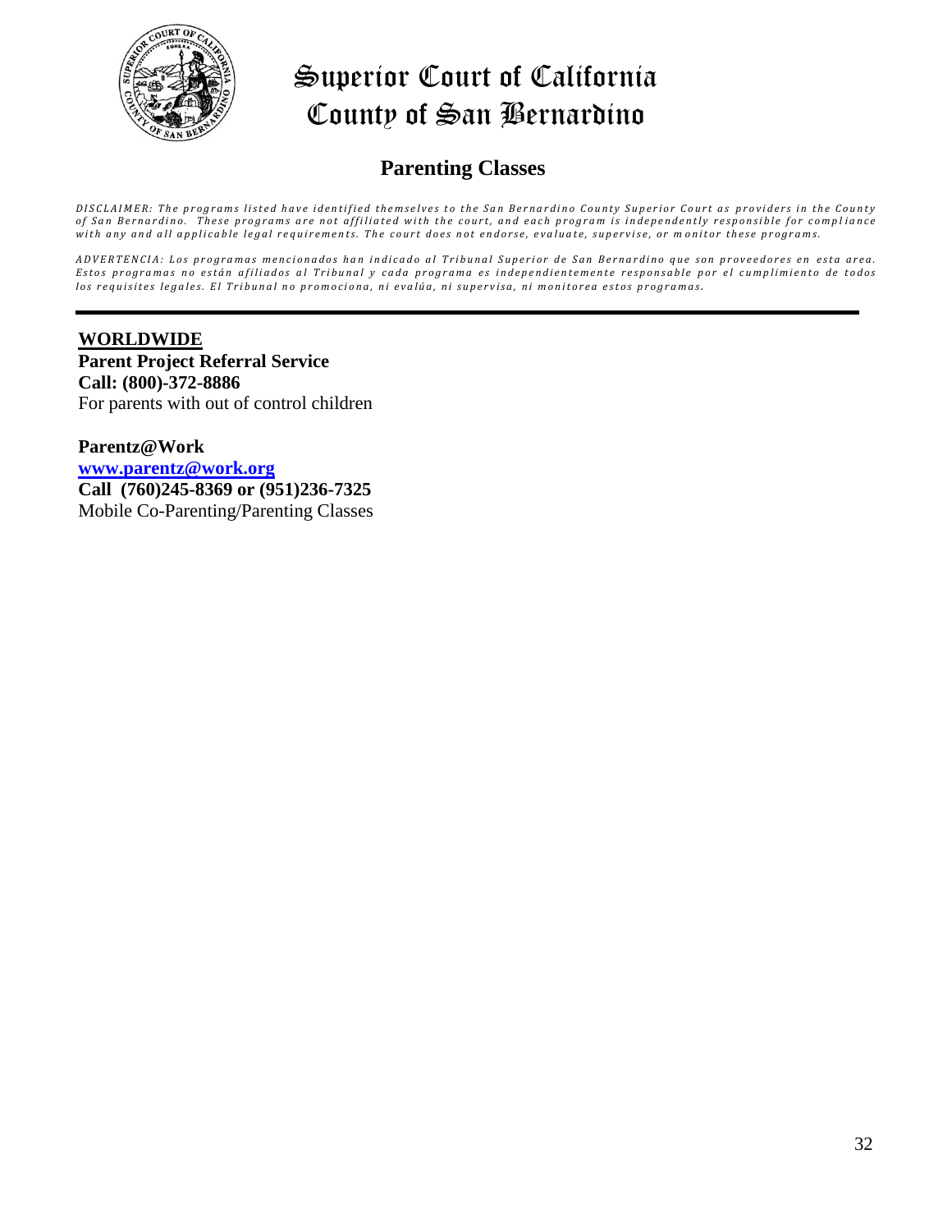# Superior Court of California
# County of San Bernardino

## Parenting Classes

*DISCLAIMER: The programs listed have identified themselves to the San Bernardino County Superior Court as providers in the County of San Bernardino. These programs are not affiliated with the court, and each program is independently responsible for compliance with any and all applicable legal requirements. The court does not endorse, evaluate, supervise, or monitor these programs.*

*ADVERTENCIA: Los programas mencionados han indicado al Tribunal Superior de San Bernardino que son proveedores en esta area. Estos programas no están afiliados al Tribunal y cada programa es independientemente responsable por el cumplimiento de todos los requisites legales. El Tribunal no promociona, ni evalúa, ni supervisa, ni monitorea estos programas.*

---

**WORLDWIDE**

**Parent Project Referral Service**
**Call: (800)-372-8886**
For parents with out of control children

**Parentz@Work**
www.parentz@work.org
**Call (760)245-8369 or (951)236-7325**
Mobile Co-Parenting/Parenting Classes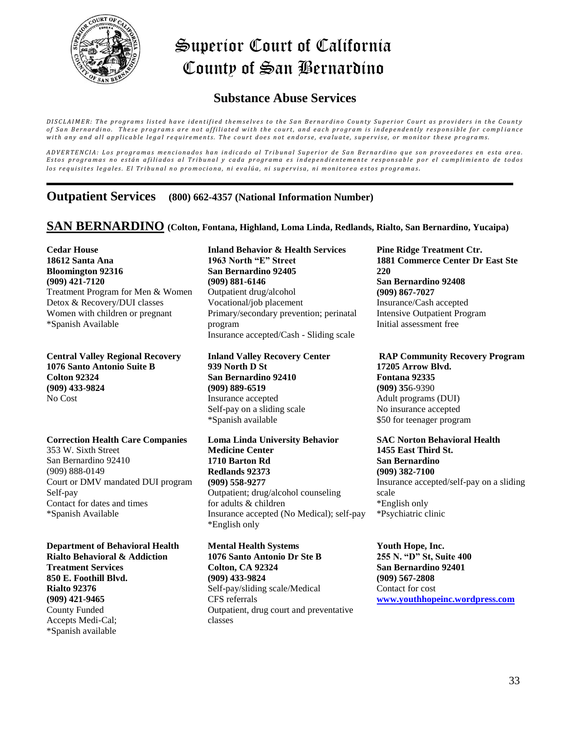# Superior Court of California
# County of San Bernardino

## Substance Abuse Services

*DISCLAIMER: The programs listed have identified themselves to the San Bernardino County Superior Court as providers in the County of San Bernardino. These programs are not affiliated with the court, and each program is independently responsible for compliance with any and all applicable legal requirements. The court does not endorse, evaluate, supervise, or monitor these programs.*

*ADVERTENCIA: Los programas mencionados han indicado al Tribunal Superior de San Bernardino que son proveedores en esta area. Estos programas no están afiliados al Tribunal y cada programa es independientemente responsable por el cumplimiento de todos los requisites legales. El Tribunal no promociona, ni evalúa, ni supervisa, ni monitorea estos programas.*

---

## Outpatient Services **(800) 662-4357 (National Information Number)**

## SAN BERNARDINO (Colton, Fontana, Highland, Loma Linda, Redlands, Rialto, San Bernardino, Yucaipa)

**Cedar House**
**18612 Santa Ana**
**Bloomington 92316**
**(909) 421-7120**
Treatment Program for Men & Women
Detox & Recovery/DUI classes
Women with children or pregnant
*Spanish Available

**Central Valley Regional Recovery**
**1076 Santo Antonio Suite B**
**Colton 92324**
**(909) 433-9824**
No Cost

**Correction Health Care Companies**
353 W. Sixth Street
San Bernardino 92410
(909) 888-0149
Court or DMV mandated DUI program
Self-pay
Contact for dates and times
*Spanish Available

**Department of Behavioral Health**
**Rialto Behavioral & Addiction Treatment Services**
**850 E. Foothill Blvd.**
**Rialto 92376**
**(909) 421-9465**
County Funded
Accepts Medi-Cal;
*Spanish available

**Inland Behavior & Health Services**
**1963 North "E" Street**
**San Bernardino 92405**
**(909) 881-6146**
Outpatient drug/alcohol
Vocational/job placement
Primary/secondary prevention; perinatal program
Insurance accepted/Cash - Sliding scale

**Inland Valley Recovery Center**
**939 North D St**
**San Bernardino 92410**
**(909) 889-6519**
Insurance accepted
Self-pay on a sliding scale
*Spanish available

**Loma Linda University Behavior Medicine Center**
**1710 Barton Rd**
**Redlands 92373**
**(909) 558-9277**
Outpatient; drug/alcohol counseling for adults & children
Insurance accepted (No Medical); self-pay
*English only

**Mental Health Systems**
**1076 Santo Antonio Dr Ste B**
**Colton, CA 92324**
**(909) 433-9824**
Self-pay/sliding scale/Medical
CFS referrals
Outpatient, drug court and preventative classes

**Pine Ridge Treatment Ctr.**
**1881 Commerce Center Dr East Ste 220**
**San Bernardino 92408**
**(909) 867-7027**
Insurance/Cash accepted
Intensive Outpatient Program
Initial assessment free

**RAP Community Recovery Program**
**17205 Arrow Blvd.**
**Fontana 92335**
**(909) 356-9390**
Adult programs (DUI)
No insurance accepted
$50 for teenager program

**SAC Norton Behavioral Health**
**1455 East Third St.**
**San Bernardino**
**(909) 382-7100**
Insurance accepted/self-pay on a sliding scale
*English only
*Psychiatric clinic

**Youth Hope, Inc.**
**255 N. "D" St, Suite 400**
**San Bernardino 92401**
**(909) 567-2808**
Contact for cost
**www.youthhopeinc.wordpress.com**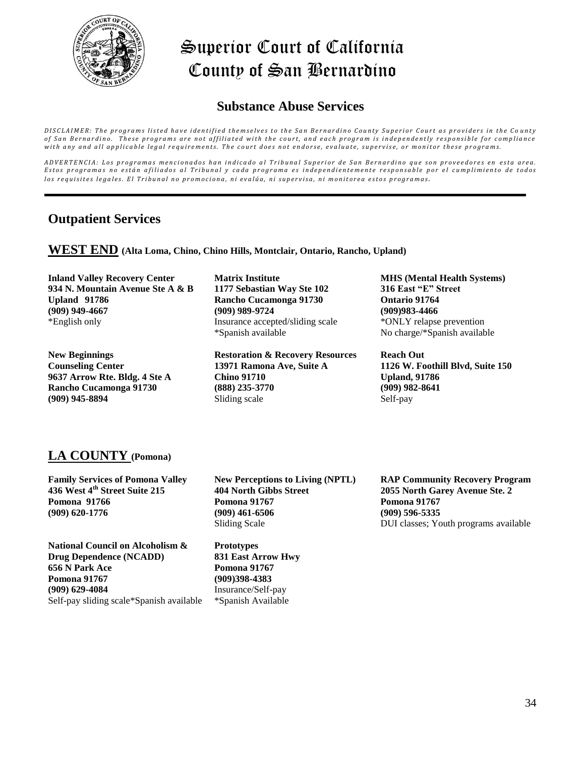# Superior Court of California
# County of San Bernardino

## Substance Abuse Services

*DISCLAIMER: The programs listed have identified themselves to the San Bernardino County Superior Court as providers in the County of San Bernardino. These programs are not affiliated with the court, and each program is independently responsible for compliance with any and all applicable legal requirements. The court does not endorse, evaluate, supervise, or monitor these programs.*

*ADVERTENCIA: Los programas mencionados han indicado al Tribunal Superior de San Bernardino que son proveedores en esta area. Estos programas no están afiliados al Tribunal y cada programa es independientemente responsable por el cumplimiento de todos los requisites legales. El Tribunal no promociona, ni evalúa, ni supervisa, ni monitorea estos programas.*

## Outpatient Services

### WEST END (Alta Loma, Chino, Chino Hills, Montclair, Ontario, Rancho, Upland)

**Inland Valley Recovery Center**
**934 N. Mountain Avenue Ste A & B**
**Upland 91786**
**(909) 949-4667**
*English only

**Matrix Institute**
**1177 Sebastian Way Ste 102**
**Rancho Cucamonga 91730**
**(909) 989-9724**
Insurance accepted/sliding scale
*Spanish available

**MHS (Mental Health Systems)**
**316 East "E" Street**
**Ontario 91764**
**(909)983-4466**
*ONLY relapse prevention
No charge/*Spanish available

**New Beginnings Counseling Center**
**9637 Arrow Rte. Bldg. 4 Ste A**
**Rancho Cucamonga 91730**
**(909) 945-8894**

**Restoration & Recovery Resources**
**13971 Ramona Ave, Suite A**
**Chino 91710**
**(888) 235-3770**
Sliding scale

**Reach Out**
**1126 W. Foothill Blvd, Suite 150**
**Upland, 91786**
**(909) 982-8641**
Self-pay

### LA COUNTY (Pomona)

**Family Services of Pomona Valley**
**436 West 4th Street Suite 215**
**Pomona 91766**
**(909) 620-1776**

**New Perceptions to Living (NPTL)**
**404 North Gibbs Street**
**Pomona 91767**
**(909) 461-6506**
Sliding Scale

**RAP Community Recovery Program**
**2055 North Garey Avenue Ste. 2**
**Pomona 91767**
**(909) 596-5335**
DUI classes; Youth programs available

**National Council on Alcoholism & Drug Dependence (NCADD)**
**656 N Park Ace**
**Pomona 91767**
**(909) 629-4084**
Self-pay sliding scale*Spanish available

**Prototypes**
**831 East Arrow Hwy**
**Pomona 91767**
**(909)398-4383**
Insurance/Self-pay
*Spanish Available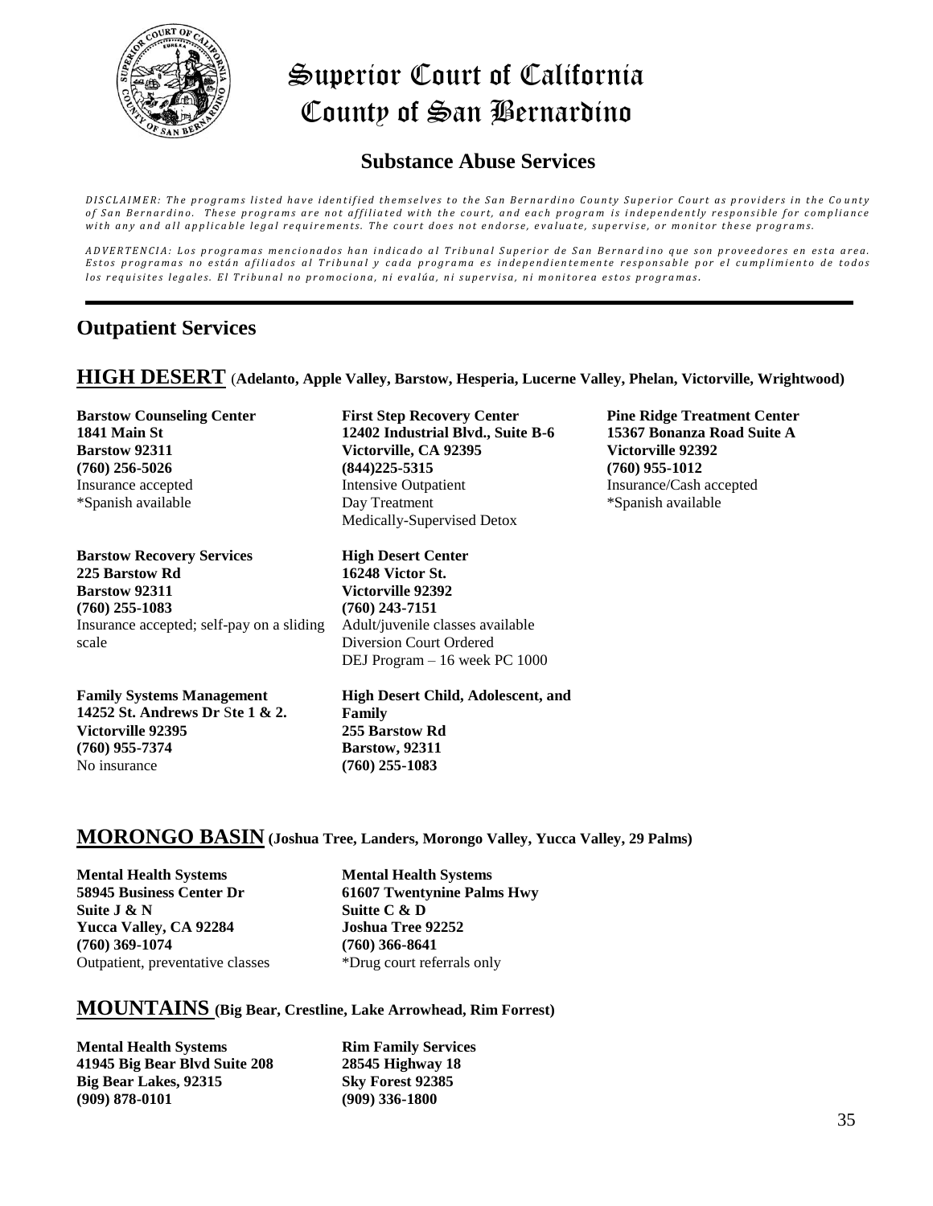# Superior Court of California
# County of San Bernardino

## Substance Abuse Services

*DISCLAIMER: The programs listed have identified themselves to the San Bernardino County Superior Court as providers in the County of San Bernardino. These programs are not affiliated with the court, and each program is independently responsible for compliance with any and all applicable legal requirements. The court does not endorse, evaluate, supervise, or monitor these programs.*

*ADVERTENCIA: Los programas mencionados han indicado al Tribunal Superior de San Bernardino que son proveedores en esta area. Estos programas no están afiliados al Tribunal y cada programa es independientemente responsable por el cumplimiento de todos los requisites legales. El Tribunal no promociona, ni evalúa, ni supervisa, ni monitorea estos programas.*

## Outpatient Services

### HIGH DESERT (Adelanto, Apple Valley, Barstow, Hesperia, Lucerne Valley, Phelan, Victorville, Wrightwood)

**Barstow Counseling Center**
**1841 Main St**
**Barstow 92311**
**(760) 256-5026**
Insurance accepted
*Spanish available

**Barstow Recovery Services**
**225 Barstow Rd**
**Barstow 92311**
**(760) 255-1083**
Insurance accepted; self-pay on a sliding scale

**Family Systems Management**
**14252 St. Andrews Dr Ste 1 & 2.**
**Victorville 92395**
**(760) 955-7374**
No insurance

**First Step Recovery Center**
**12402 Industrial Blvd., Suite B-6**
**Victorville, CA 92395**
**(844)225-5315**
Intensive Outpatient
Day Treatment
Medically-Supervised Detox

**High Desert Center**
**16248 Victor St.**
**Victorville 92392**
**(760) 243-7151**
Adult/juvenile classes available
Diversion Court Ordered
DEJ Program – 16 week PC 1000

**High Desert Child, Adolescent, and Family**
**255 Barstow Rd**
**Barstow, 92311**
**(760) 255-1083**

**Pine Ridge Treatment Center**
**15367 Bonanza Road Suite A**
**Victorville 92392**
**(760) 955-1012**
Insurance/Cash accepted
*Spanish available

### MORONGO BASIN (Joshua Tree, Landers, Morongo Valley, Yucca Valley, 29 Palms)

**Mental Health Systems**
**58945 Business Center Dr**
**Suite J & N**
**Yucca Valley, CA 92284**
**(760) 369-1074**
Outpatient, preventative classes

**Mental Health Systems**
**61607 Twentynine Palms Hwy**
**Suitte C & D**
**Joshua Tree 92252**
**(760) 366-8641**
*Drug court referrals only

### MOUNTAINS (Big Bear, Crestline, Lake Arrowhead, Rim Forrest)

**Mental Health Systems**
**41945 Big Bear Blvd Suite 208**
**Big Bear Lakes, 92315**
**(909) 878-0101**

**Rim Family Services**
**28545 Highway 18**
**Sky Forest 92385**
**(909) 336-1800**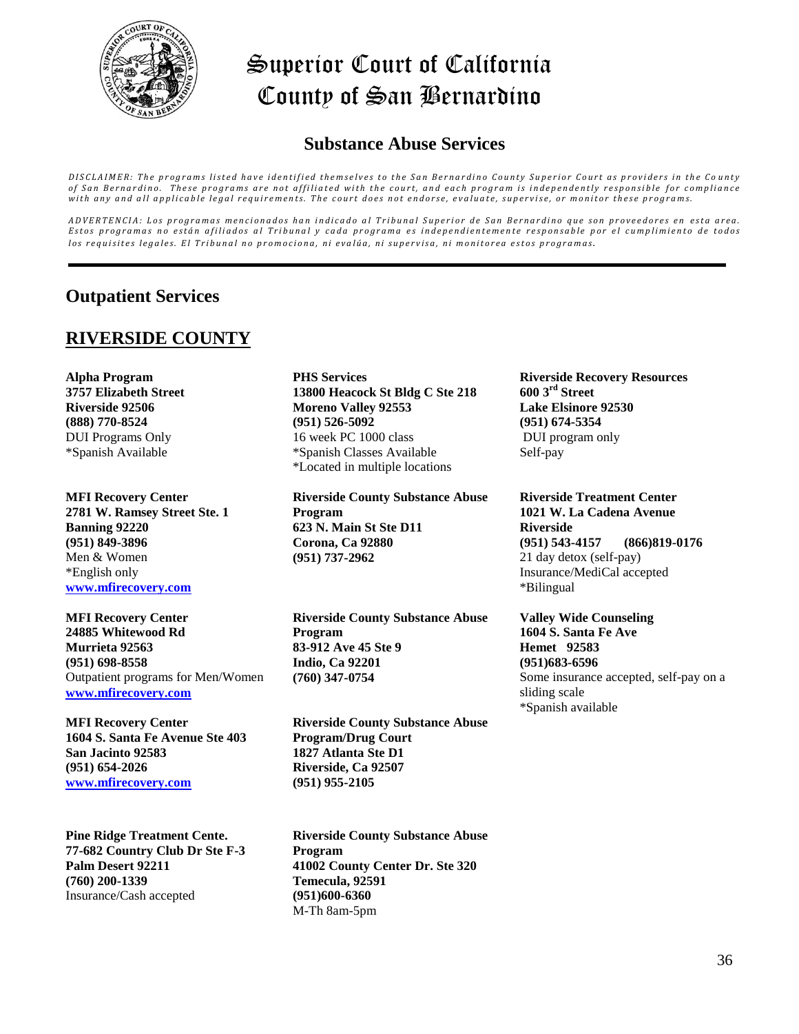# Superior Court of California
# County of San Bernardino

## Substance Abuse Services

*DISCLAIMER: The programs listed have identified themselves to the San Bernardino County Superior Court as providers in the County of San Bernardino. These programs are not affiliated with the court, and each program is independently responsible for compliance with any and all applicable legal requirements. The court does not endorse, evaluate, supervise, or monitor these programs.*

*ADVERTENCIA: Los programas mencionados han indicado al Tribunal Superior de San Bernardino que son proveedores en esta area. Estos programas no están afiliados al Tribunal y cada programa es independientemente responsable por el cumplimiento de todos los requisites legales. El Tribunal no promociona, ni evalúa, ni supervisa, ni monitorea estos programas.*

---

## Outpatient Services

## RIVERSIDE COUNTY

**Alpha Program**
**3757 Elizabeth Street**
**Riverside 92506**
**(888) 770-8524**
DUI Programs Only
*Spanish Available

**MFI Recovery Center**
**2781 W. Ramsey Street Ste. 1**
**Banning 92220**
**(951) 849-3896**
Men & Women
*English only
www.mfirecovery.com

**MFI Recovery Center**
**24885 Whitewood Rd**
**Murrieta 92563**
**(951) 698-8558**
Outpatient programs for Men/Women
www.mfirecovery.com

**MFI Recovery Center**
**1604 S. Santa Fe Avenue Ste 403**
**San Jacinto 92583**
**(951) 654-2026**
www.mfirecovery.com

**Pine Ridge Treatment Cente.**
**77-682 Country Club Dr Ste F-3**
**Palm Desert 92211**
**(760) 200-1339**
Insurance/Cash accepted

**PHS Services**
**13800 Heacock St Bldg C Ste 218**
**Moreno Valley 92553**
**(951) 526-5092**
16 week PC 1000 class
*Spanish Classes Available
*Located in multiple locations

**Riverside County Substance Abuse Program**
**623 N. Main St Ste D11**
**Corona, Ca 92880**
**(951) 737-2962**

**Riverside County Substance Abuse Program**
**83-912 Ave 45 Ste 9**
**Indio, Ca 92201**
**(760) 347-0754**

**Riverside County Substance Abuse Program/Drug Court**
**1827 Atlanta Ste D1**
**Riverside, Ca 92507**
**(951) 955-2105**

**Riverside County Substance Abuse Program**
**41002 County Center Dr. Ste 320**
**Temecula, 92591**
**(951)600-6360**
M-Th 8am-5pm

**Riverside Recovery Resources**
**600 3rd Street**
**Lake Elsinore 92530**
**(951) 674-5354**
DUI program only
Self-pay

**Riverside Treatment Center**
**1021 W. La Cadena Avenue**
**Riverside**
**(951) 543-4157 (866)819-0176**
21 day detox (self-pay)
Insurance/MediCal accepted
*Bilingual

**Valley Wide Counseling**
**1604 S. Santa Fe Ave**
**Hemet 92583**
**(951)683-6596**
Some insurance accepted, self-pay on a sliding scale
*Spanish available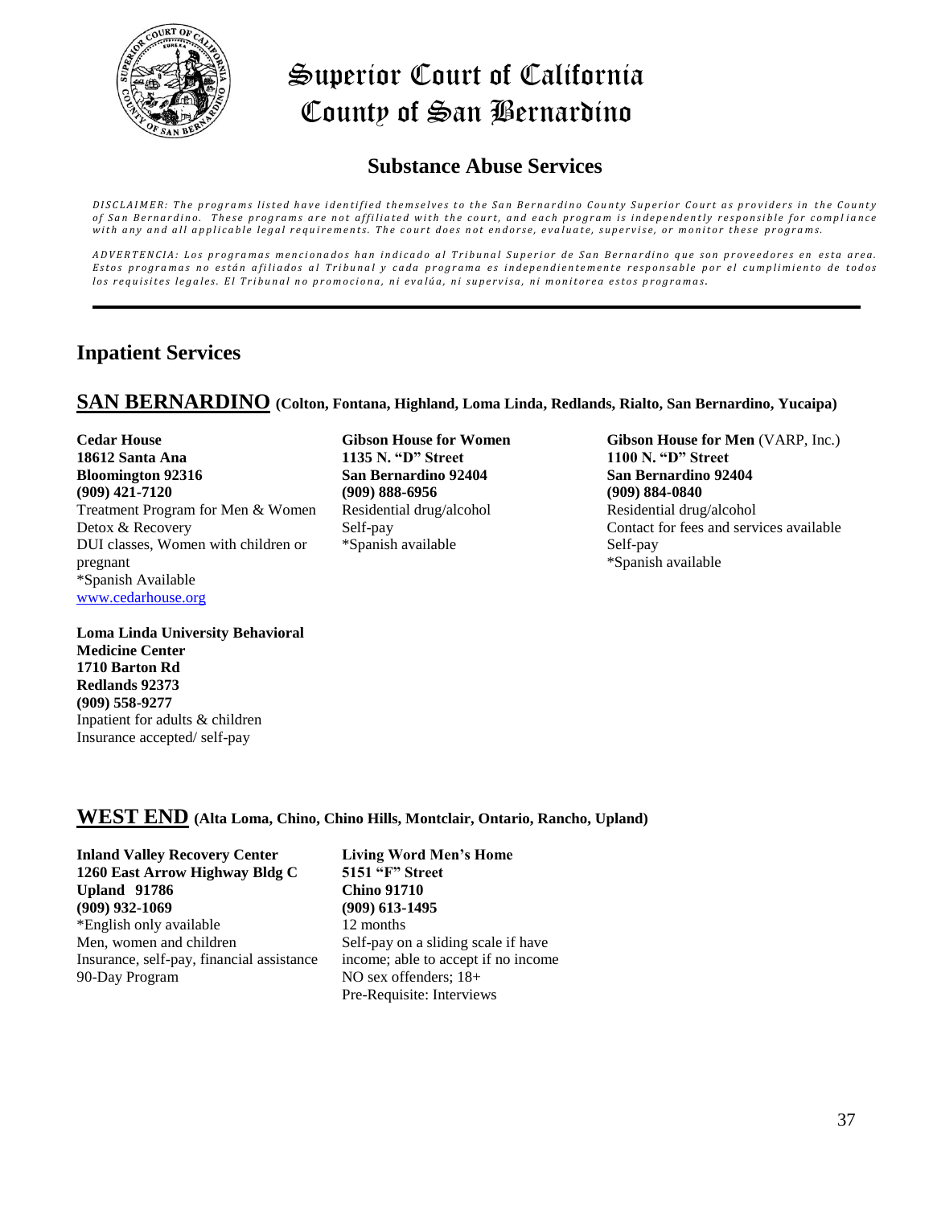# Superior Court of California County of San Bernardino

## Substance Abuse Services

*DISCLAIMER: The programs listed have identified themselves to the San Bernardino County Superior Court as providers in the County of San Bernardino. These programs are not affiliated with the court, and each program is independently responsible for compliance with any and all applicable legal requirements. The court does not endorse, evaluate, supervise, or monitor these programs.*

*ADVERTENCIA: Los programas mencionados han indicado al Tribunal Superior de San Bernardino que son proveedores en esta area. Estos programas no están afiliados al Tribunal y cada programa es independientemente responsable por el cumplimiento de todos los requisitos legales. El Tribunal no promociona, ni evalúa, ni supervisa, ni monitorea estos programas.*

---

## Inpatient Services

### SAN BERNARDINO (Colton, Fontana, Highland, Loma Linda, Redlands, Rialto, San Bernardino, Yucaipa)

**Cedar House**
**18612 Santa Ana**
**Bloomington 92316**
**(909) 421-7120**
Treatment Program for Men & Women
Detox & Recovery
DUI classes, Women with children or pregnant
*Spanish Available
www.cedarhouse.org

**Gibson House for Women**
**1135 N. "D" Street**
**San Bernardino 92404**
**(909) 888-6956**
Residential drug/alcohol
Self-pay
*Spanish available

**Gibson House for Men** (VARP, Inc.)
**1100 N. "D" Street**
**San Bernardino 92404**
**(909) 884-0840**
Residential drug/alcohol
Contact for fees and services available
Self-pay
*Spanish available

**Loma Linda University Behavioral Medicine Center**
**1710 Barton Rd**
**Redlands 92373**
**(909) 558-9277**
Inpatient for adults & children
Insurance accepted/ self-pay

### WEST END (Alta Loma, Chino, Chino Hills, Montclair, Ontario, Rancho, Upland)

**Inland Valley Recovery Center**
**1260 East Arrow Highway Bldg C**
**Upland 91786**
**(909) 932-1069**
*English only available
Men, women and children
Insurance, self-pay, financial assistance
90-Day Program

**Living Word Men's Home**
**5151 "F" Street**
**Chino 91710**
**(909) 613-1495**
12 months
Self-pay on a sliding scale if have income; able to accept if no income
NO sex offenders; 18+
Pre-Requisite: Interviews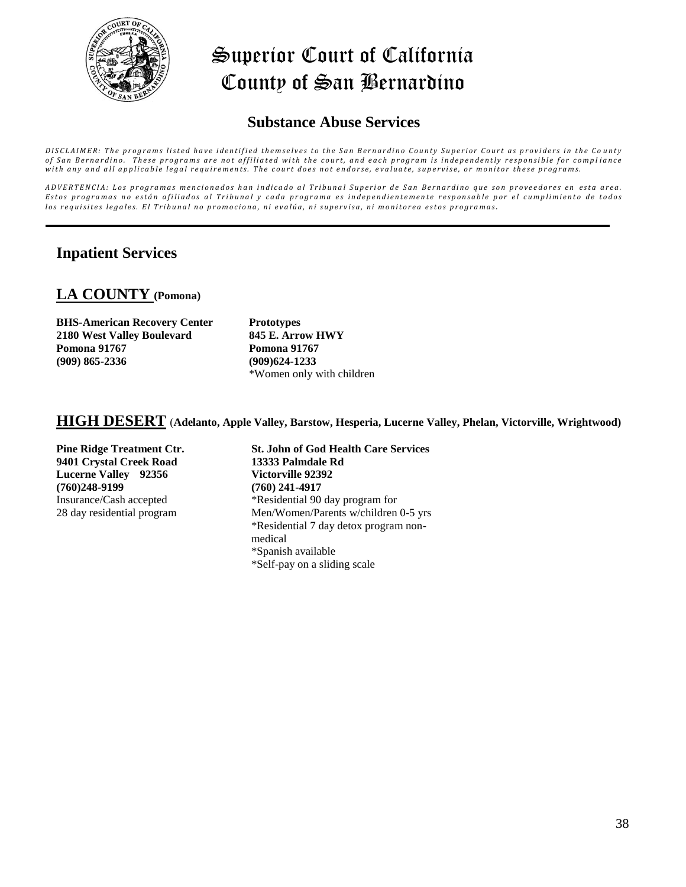# Superior Court of California County of San Bernardino

## Substance Abuse Services

*DISCLAIMER: The programs listed have identified themselves to the San Bernardino County Superior Court as providers in the County of San Bernardino. These programs are not affiliated with the court, and each program is independently responsible for compliance with any and all applicable legal requirements. The court does not endorse, evaluate, supervise, or monitor these programs.*

*ADVERTENCIA: Los programas mencionados han indicado al Tribunal Superior de San Bernardino que son proveedores en esta area. Estos programas no están afiliados al Tribunal y cada programa es independientemente responsable por el cumplimiento de todos los requisites legales. El Tribunal no promociona, ni evalúa, ni supervisa, ni monitorea estos programas.*

---

## Inpatient Services

### LA COUNTY (Pomona)

**BHS-American Recovery Center**
**2180 West Valley Boulevard**
**Pomona 91767**
**(909) 865-2336**

**Prototypes**
**845 E. Arrow HWY**
**Pomona 91767**
**(909)624-1233**
*Women only with children

### HIGH DESERT (Adelanto, Apple Valley, Barstow, Hesperia, Lucerne Valley, Phelan, Victorville, Wrightwood)

**Pine Ridge Treatment Ctr.**
**9401 Crystal Creek Road**
**Lucerne Valley 92356**
**(760)248-9199**
Insurance/Cash accepted
28 day residential program

**St. John of God Health Care Services**
**13333 Palmdale Rd**
**Victorville 92392**
**(760) 241-4917**
*Residential 90 day program for Men/Women/Parents w/children 0-5 yrs
*Residential 7 day detox program non-medical
*Spanish available
*Self-pay on a sliding scale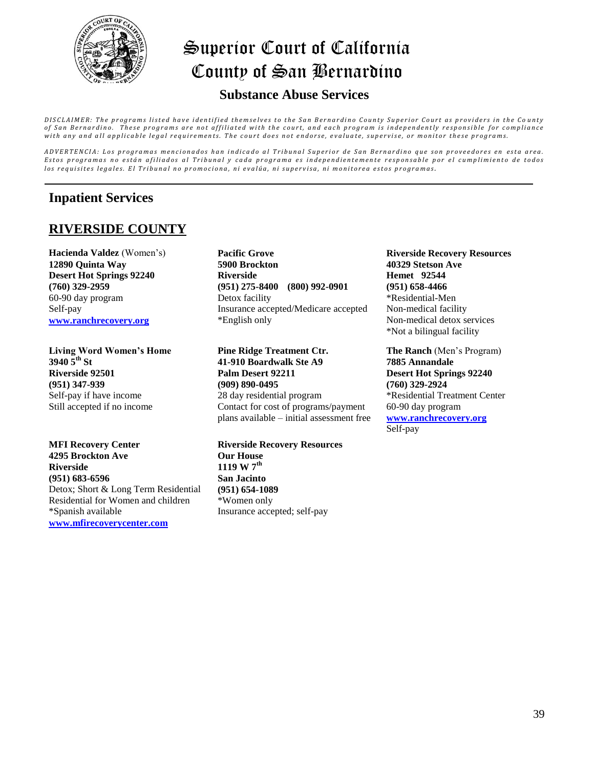# Superior Court of California
# County of San Bernardino

## Substance Abuse Services

*DISCLAIMER: The programs listed have identified themselves to the San Bernardino County Superior Court as providers in the County of San Bernardino. These programs are not affiliated with the court, and each program is independently responsible for compliance with any and all applicable legal requirements. The court does not endorse, evaluate, supervise, or monitor these programs.*

*ADVERTENCIA: Los programas mencionados han indicado al Tribunal Superior de San Bernardino que son proveedores en esta area. Estos programas no están afiliados al Tribunal y cada programa es independientemente responsable por el cumplimiento de todos los requisites legales. El Tribunal no promociona, ni evalúa, ni supervisa, ni monitorea estos programas.*

---

## Inpatient Services

## RIVERSIDE COUNTY

**Hacienda Valdez** (Women's)
**12890 Quinta Way**
**Desert Hot Springs 92240**
**(760) 329-2959**
60-90 day program
Self-pay
**www.ranchrecovery.org**

**Living Word Women's Home**
**3940 5th St**
**Riverside 92501**
**(951) 347-939**
Self-pay if have income
Still accepted if no income

**MFI Recovery Center**
**4295 Brockton Ave**
**Riverside**
**(951) 683-6596**
Detox; Short & Long Term Residential
Residential for Women and children
*Spanish available
**www.mfirecoverycenter.com**

**Pacific Grove**
**5900 Brockton**
**Riverside**
**(951) 275-8400 (800) 992-0901**
Detox facility
Insurance accepted/Medicare accepted
*English only

**Pine Ridge Treatment Ctr.**
**41-910 Boardwalk Ste A9**
**Palm Desert 92211**
**(909) 890-0495**
28 day residential program
Contact for cost of programs/payment plans available – initial assessment free

**Riverside Recovery Resources**
**Our House**
**1119 W 7th**
**San Jacinto**
**(951) 654-1089**
*Women only
Insurance accepted; self-pay

**Riverside Recovery Resources**
**40329 Stetson Ave**
**Hemet 92544**
**(951) 658-4466**
*Residential-Men
Non-medical facility
Non-medical detox services
*Not a bilingual facility

**The Ranch** (Men's Program)
**7885 Annandale**
**Desert Hot Springs 92240**
**(760) 329-2924**
*Residential Treatment Center
60-90 day program
**www.ranchrecovery.org**
Self-pay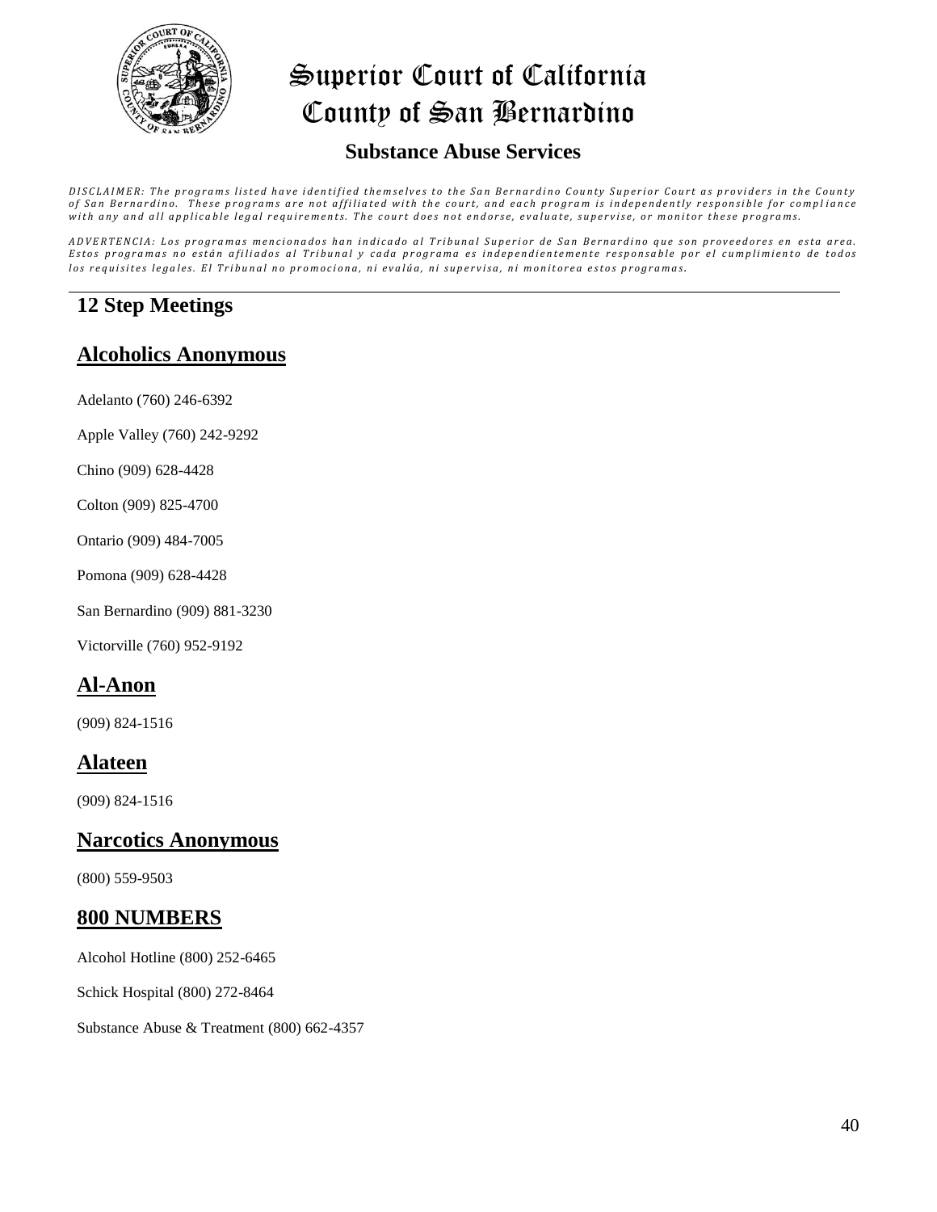# Superior Court of California
# County of San Bernardino

## Substance Abuse Services

*DISCLAIMER: The programs listed have identified themselves to the San Bernardino County Superior Court as providers in the County of San Bernardino. These programs are not affiliated with the court, and each program is independently responsible for compliance with any and all applicable legal requirements. The court does not endorse, evaluate, supervise, or monitor these programs.*

*ADVERTENCIA: Los programas mencionados han indicado al Tribunal Superior de San Bernardino que son proveedores en esta area. Estos programas no están afiliados al Tribunal y cada programa es independientemente responsable por el cumplimiento de todos los requisites legales. El Tribunal no promociona, ni evalúa, ni supervisa, ni monitorea estos programas.*

---

## 12 Step Meetings

### Alcoholics Anonymous

Adelanto (760) 246-6392

Apple Valley (760) 242-9292

Chino (909) 628-4428

Colton (909) 825-4700

Ontario (909) 484-7005

Pomona (909) 628-4428

San Bernardino (909) 881-3230

Victorville (760) 952-9192

### Al-Anon

(909) 824-1516

### Alateen

(909) 824-1516

### Narcotics Anonymous

(800) 559-9503

### 800 NUMBERS

Alcohol Hotline (800) 252-6465

Schick Hospital (800) 272-8464

Substance Abuse & Treatment (800) 662-4357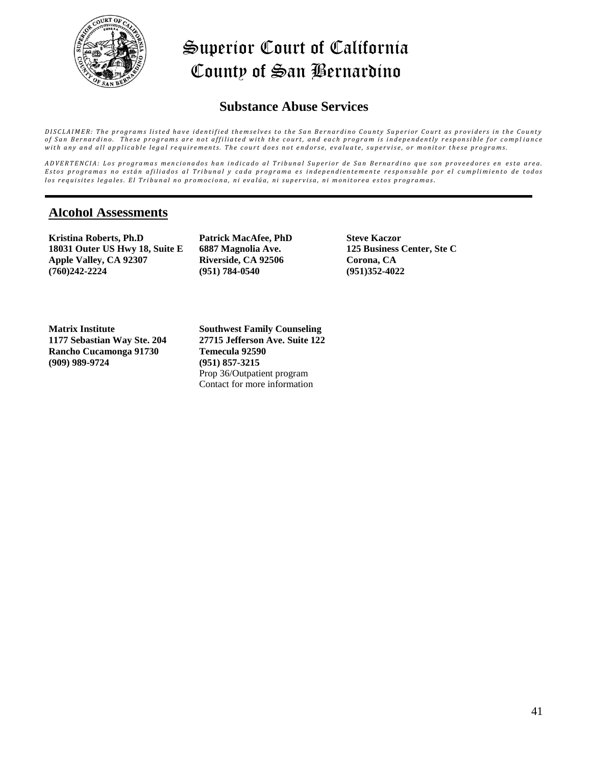# Superior Court of California
# County of San Bernardino

## Substance Abuse Services

*DISCLAIMER: The programs listed have identified themselves to the San Bernardino County Superior Court as providers in the County of San Bernardino. These programs are not affiliated with the court, and each program is independently responsible for compliance with any and all applicable legal requirements. The court does not endorse, evaluate, supervise, or monitor these programs.*

*ADVERTENCIA: Los programas mencionados han indicado al Tribunal Superior de San Bernardino que son proveedores en esta area. Estos programas no están afiliados al Tribunal y cada programa es independientemente responsable por el cumplimiento de todos los requisites legales. El Tribunal no promociona, ni evalúa, ni supervisa, ni monitorea estos programas.*

---

### Alcohol Assessments

**Kristina Roberts, Ph.D**
**18031 Outer US Hwy 18, Suite E**
**Apple Valley, CA 92307**
**(760)242-2224**

**Patrick MacAfee, PhD**
**6887 Magnolia Ave.**
**Riverside, CA 92506**
**(951) 784-0540**

**Steve Kaczor**
**125 Business Center, Ste C**
**Corona, CA**
**(951)352-4022**

**Matrix Institute**
**1177 Sebastian Way Ste. 204**
**Rancho Cucamonga 91730**
**(909) 989-9724**

**Southwest Family Counseling**
**27715 Jefferson Ave. Suite 122**
**Temecula 92590**
**(951) 857-3215**
Prop 36/Outpatient program
Contact for more information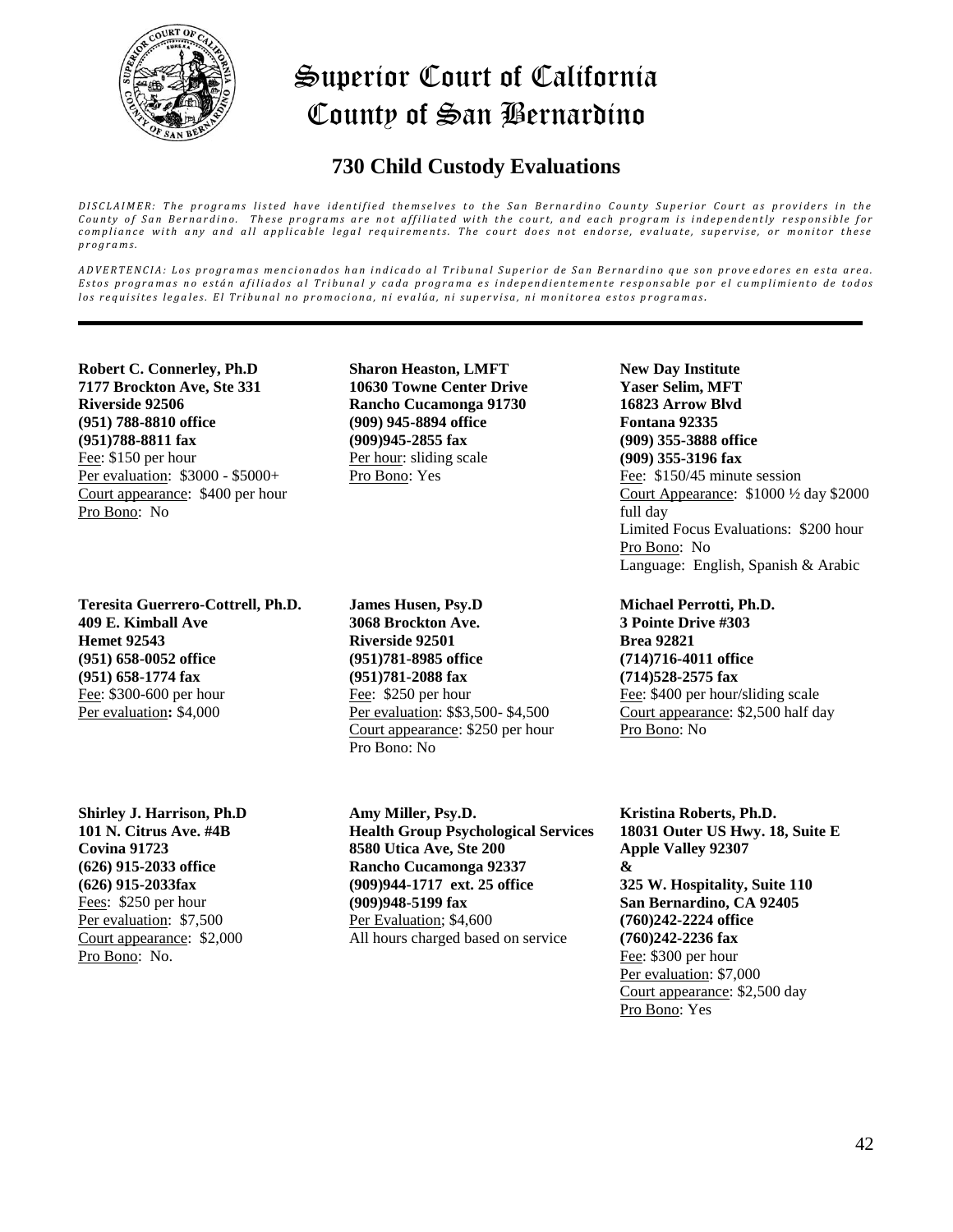# Superior Court of California
# County of San Bernardino

## 730 Child Custody Evaluations

*DISCLAIMER: The programs listed have identified themselves to the San Bernardino County Superior Court as providers in the County of San Bernardino. These programs are not affiliated with the court, and each program is independently responsible for compliance with any and all applicable legal requirements. The court does not endorse, evaluate, supervise, or monitor these programs.*

*ADVERTENCIA: Los programas mencionados han indicado al Tribunal Superior de San Bernardino que son proveedores en esta area. Estos programas no están afiliados al Tribunal y cada programa es independientemente responsable por el cumplimiento de todos los requisites legales. El Tribunal no promociona, ni evalúa, ni supervisa, ni monitorea estos programas.*

---

**Robert C. Connerley, Ph.D**
**7177 Brockton Ave, Ste 331**
**Riverside 92506**
**(951) 788-8810 office**
**(951)788-8811 fax**
Fee: $150 per hour
Per evaluation: $3000 - $5000+
Court appearance: $400 per hour
Pro Bono: No

**Sharon Heaston, LMFT**
**10630 Towne Center Drive**
**Rancho Cucamonga 91730**
**(909) 945-8894 office**
**(909)945-2855 fax**
Per hour: sliding scale
Pro Bono: Yes

**New Day Institute**
**Yaser Selim, MFT**
**16823 Arrow Blvd**
**Fontana 92335**
**(909) 355-3888 office**
**(909) 355-3196 fax**
Fee: $150/45 minute session
Court Appearance: $1000 ½ day $2000 full day
Limited Focus Evaluations: $200 hour
Pro Bono: No
Language: English, Spanish & Arabic

**Teresita Guerrero-Cottrell, Ph.D.**
**409 E. Kimball Ave**
**Hemet 92543**
**(951) 658-0052 office**
**(951) 658-1774 fax**
Fee: $300-600 per hour
Per evaluation**:** $4,000

**James Husen, Psy.D**
**3068 Brockton Ave.**
**Riverside 92501**
**(951)781-8985 office**
**(951)781-2088 fax**
Fee: $250 per hour
Per evaluation: $$3,500- $4,500
Court appearance: $250 per hour
Pro Bono: No

**Michael Perrotti, Ph.D.**
**3 Pointe Drive #303**
**Brea 92821**
**(714)716-4011 office**
**(714)528-2575 fax**
Fee: $400 per hour/sliding scale
Court appearance: $2,500 half day
Pro Bono: No

**Shirley J. Harrison, Ph.D**
**101 N. Citrus Ave. #4B**
**Covina 91723**
**(626) 915-2033 office**
**(626) 915-2033fax**
Fees: $250 per hour
Per evaluation: $7,500
Court appearance: $2,000
Pro Bono: No.

**Amy Miller, Psy.D.**
**Health Group Psychological Services**
**8580 Utica Ave, Ste 200**
**Rancho Cucamonga 92337**
**(909)944-1717 ext. 25 office**
**(909)948-5199 fax**
Per Evaluation; $4,600
All hours charged based on service

**Kristina Roberts, Ph.D.**
**18031 Outer US Hwy. 18, Suite E**
**Apple Valley 92307**
**&**
**325 W. Hospitality, Suite 110**
**San Bernardino, CA 92405**
**(760)242-2224 office**
**(760)242-2236 fax**
Fee: $300 per hour
Per evaluation: $7,000
Court appearance: $2,500 day
Pro Bono: Yes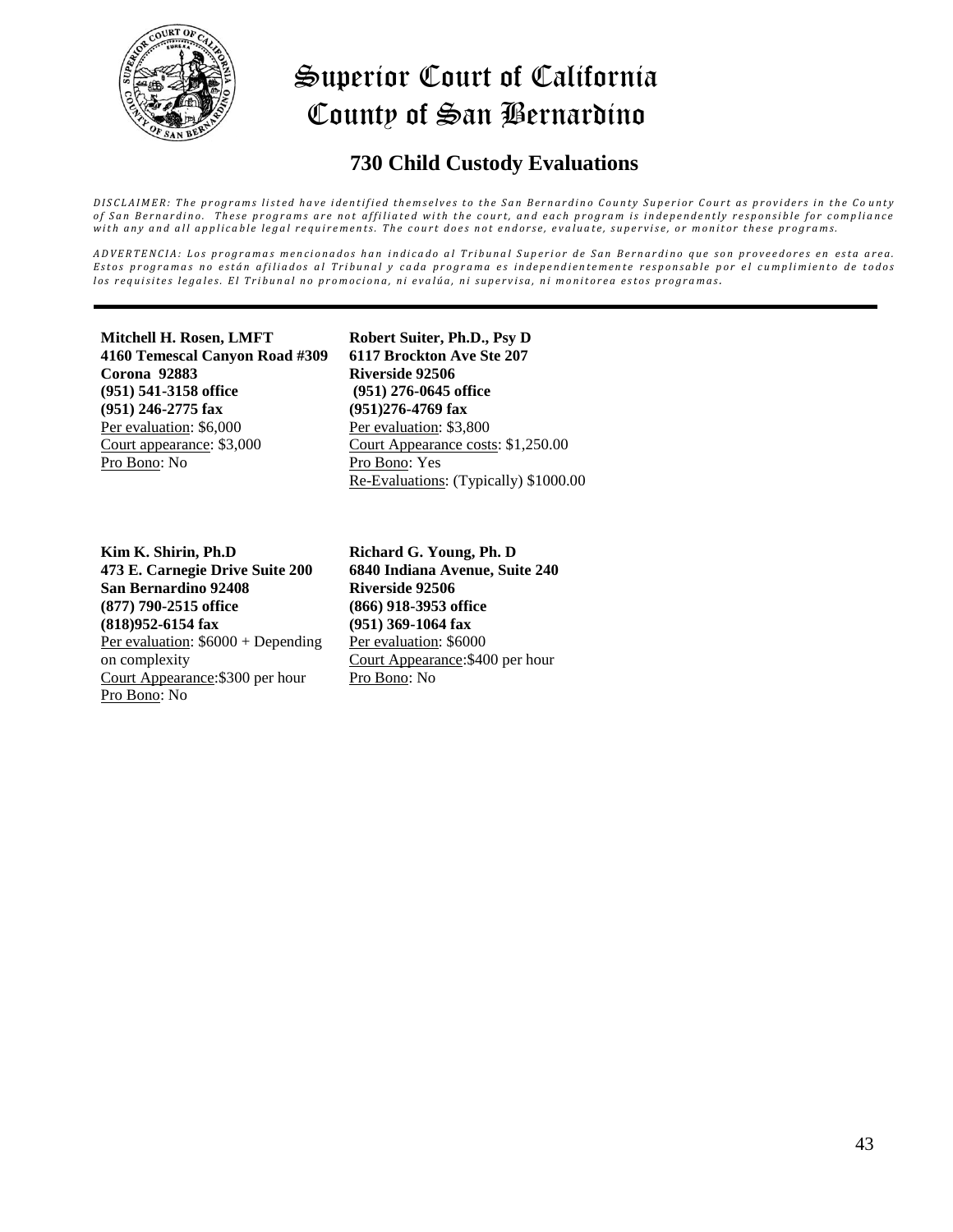# Superior Court of California
# County of San Bernardino

## 730 Child Custody Evaluations

*DISCLAIMER: The programs listed have identified themselves to the San Bernardino County Superior Court as providers in the County of San Bernardino. These programs are not affiliated with the court, and each program is independently responsible for compliance with any and all applicable legal requirements. The court does not endorse, evaluate, supervise, or monitor these programs.*

*ADVERTENCIA: Los programas mencionados han indicado al Tribunal Superior de San Bernardino que son proveedores en esta area. Estos programas no están afiliados al Tribunal y cada programa es independientemente responsable por el cumplimiento de todos los requisites legales. El Tribunal no promociona, ni evalúa, ni supervisa, ni monitorea estos programas.*

---

**Mitchell H. Rosen, LMFT**
**4160 Temescal Canyon Road #309**
**Corona 92883**
**(951) 541-3158 office**
**(951) 246-2775 fax**
Per evaluation: $6,000
Court appearance: $3,000
Pro Bono: No

**Robert Suiter, Ph.D., Psy D**
**6117 Brockton Ave Ste 207**
**Riverside 92506**
**(951) 276-0645 office**
**(951)276-4769 fax**
Per evaluation: $3,800
Court Appearance costs: $1,250.00
Pro Bono: Yes
Re-Evaluations: (Typically) $1000.00

**Kim K. Shirin, Ph.D**
**473 E. Carnegie Drive Suite 200**
**San Bernardino 92408**
**(877) 790-2515 office**
**(818)952-6154 fax**
Per evaluation: $6000 + Depending on complexity
Court Appearance:$300 per hour
Pro Bono: No

**Richard G. Young, Ph. D**
**6840 Indiana Avenue, Suite 240**
**Riverside 92506**
**(866) 918-3953 office**
**(951) 369-1064 fax**
Per evaluation: $6000
Court Appearance:$400 per hour
Pro Bono: No